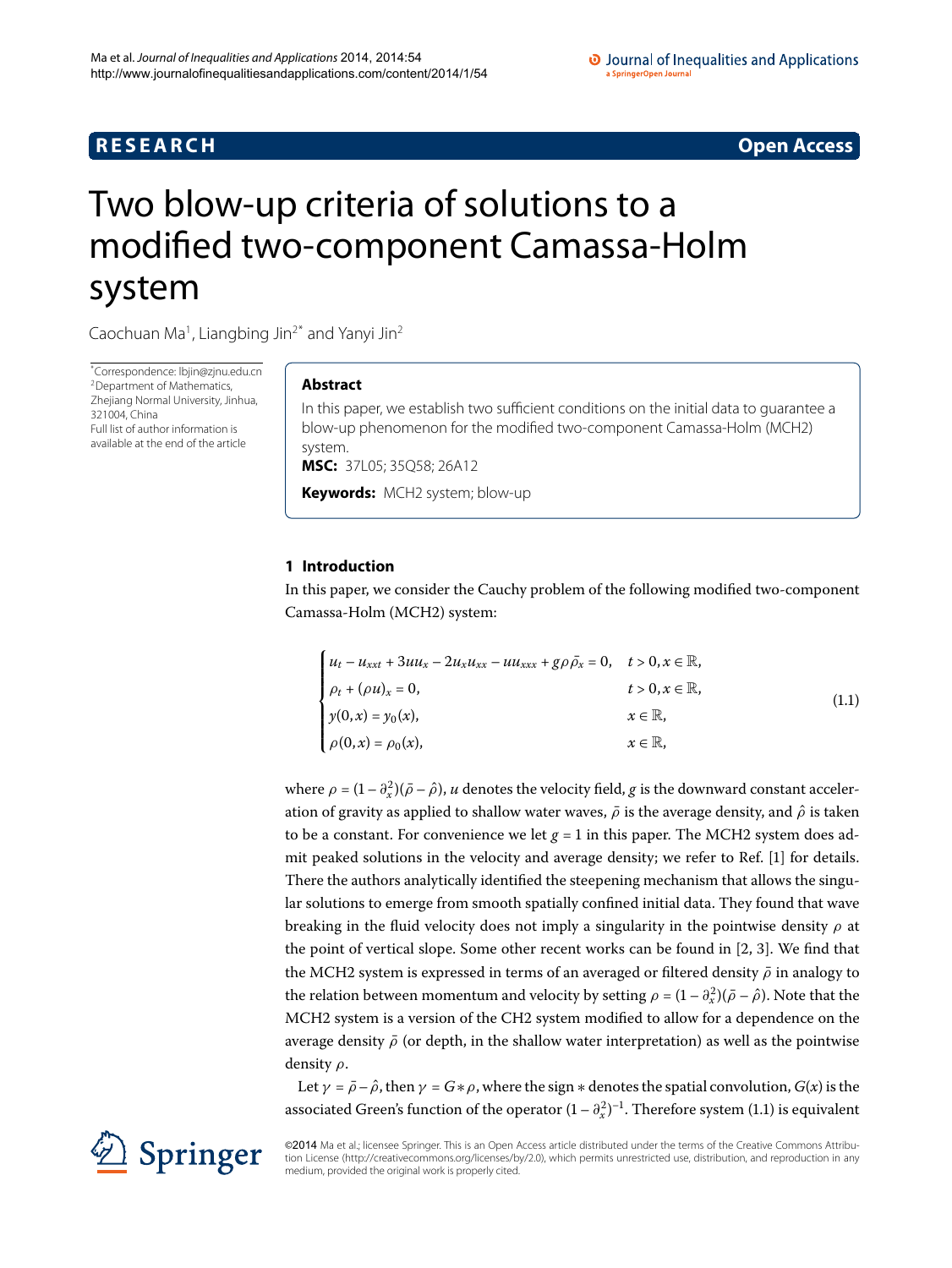# Two blow-up criteria of solutions to a modified two-component Camassa-Holm system

Caochuan Ma[1], Liangbing Jin[2*] and Yanyi Jin[2]

*Correspondence: lbjin@zjnu.edu.cn
[2]Department of Mathematics, Zhejiang Normal University, Jinhua, 321004, China
Full list of author information is available at the end of the article

## Abstract

In this paper, we establish two sufficient conditions on the initial data to guarantee a blow-up phenomenon for the modified two-component Camassa-Holm (MCH2) system.

**MSC:** 37L05; 35Q58; 26A12

**Keywords:** MCH2 system; blow-up

## 1 Introduction

In this paper, we consider the Cauchy problem of the following modified two-component Camassa-Holm (MCH2) system:

$$\begin{cases} u_t - u_{xxt} + 3uu_x - 2u_x u_{xx} - uu_{xxx} + g\rho\bar{\rho}_x = 0, & t > 0, x \in \mathbb{R}, \\ \rho_t + (\rho u)_x = 0, & t > 0, x \in \mathbb{R}, \\ y(0,x) = y_0(x), & x \in \mathbb{R}, \\ \rho(0,x) = \rho_0(x), & x \in \mathbb{R}, \end{cases} \tag{1.1}$$

where $\rho = (1-\partial_x^2)(\bar{\rho}-\hat{\rho})$, $u$ denotes the velocity field, $g$ is the downward constant acceleration of gravity as applied to shallow water waves, $\bar{\rho}$ is the average density, and $\hat{\rho}$ is taken to be a constant. For convenience we let $g = 1$ in this paper. The MCH2 system does admit peaked solutions in the velocity and average density; we refer to Ref. [1] for details. There the authors analytically identified the steepening mechanism that allows the singular solutions to emerge from smooth spatially confined initial data. They found that wave breaking in the fluid velocity does not imply a singularity in the pointwise density $\rho$ at the point of vertical slope. Some other recent works can be found in [2, 3]. We find that the MCH2 system is expressed in terms of an averaged or filtered density $\bar{\rho}$ in analogy to the relation between momentum and velocity by setting $\rho = (1-\partial_x^2)(\bar{\rho}-\hat{\rho})$. Note that the MCH2 system is a version of the CH2 system modified to allow for a dependence on the average density $\bar{\rho}$ (or depth, in the shallow water interpretation) as well as the pointwise density $\rho$.

Let $\gamma = \bar{\rho}-\hat{\rho}$, then $\gamma = G*\rho$, where the sign $*$ denotes the spatial convolution, $G(x)$ is the associated Green's function of the operator $(1-\partial_x^2)^{-1}$. Therefore system (1.1) is equivalent

©2014 Ma et al.; licensee Springer. This is an Open Access article distributed under the terms of the Creative Commons Attribution License (http://creativecommons.org/licenses/by/2.0), which permits unrestricted use, distribution, and reproduction in any medium, provided the original work is properly cited.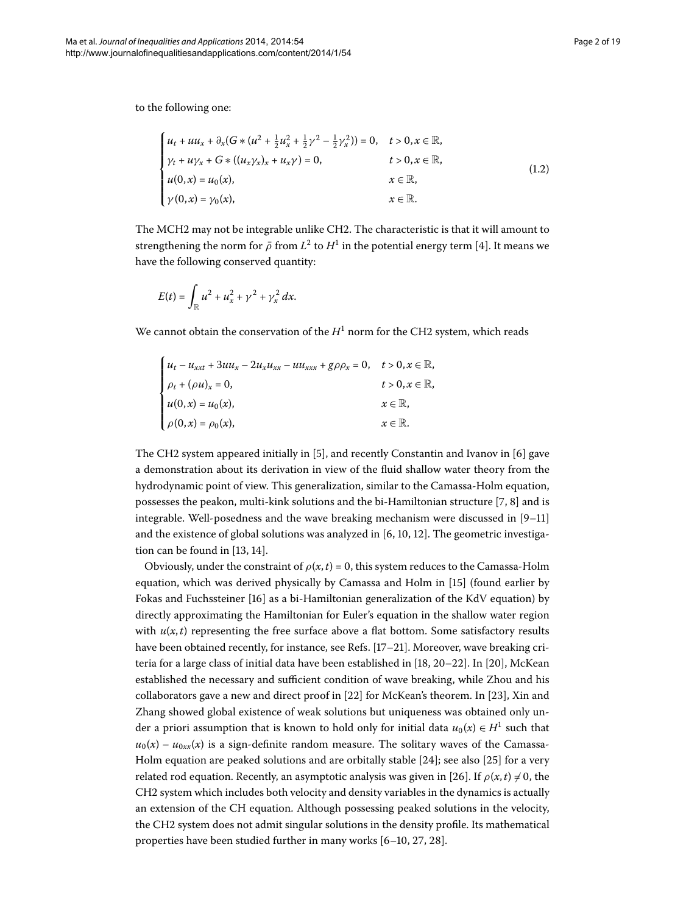to the following one:

$$
\begin{cases}
u_t + uu_x + \partial_x \left(G * \left(u^2 + \frac{1}{2}u_x^2 + \frac{1}{2}\gamma^2 - \frac{1}{2}\gamma_x^2\right)\right) = 0, & t > 0, x \in \mathbb{R}, \\
\gamma_t + u\gamma_x + G * ((u_x\gamma_x)_x + u_x\gamma) = 0, & t > 0, x \in \mathbb{R}, \\
u(0,x) = u_0(x), & x \in \mathbb{R}, \\
\gamma(0,x) = \gamma_0(x), & x \in \mathbb{R}.
\end{cases}
\tag{1.2}
$$

The MCH2 may not be integrable unlike CH2. The characteristic is that it will amount to strengthening the norm for $\bar{\rho}$ from $L^2$ to $H^1$ in the potential energy term [4]. It means we have the following conserved quantity:

$$
E(t) = \int_{\mathbb{R}} u^2 + u_x^2 + \gamma^2 + \gamma_x^2 \, dx.
$$

We cannot obtain the conservation of the $H^1$ norm for the CH2 system, which reads

$$
\begin{cases}
u_t - u_{xxt} + 3uu_x - 2u_x u_{xx} - uu_{xxx} + g\rho\rho_x = 0, & t > 0, x \in \mathbb{R}, \\
\rho_t + (\rho u)_x = 0, & t > 0, x \in \mathbb{R}, \\
u(0,x) = u_0(x), & x \in \mathbb{R}, \\
\rho(0,x) = \rho_0(x), & x \in \mathbb{R}.
\end{cases}
$$

The CH2 system appeared initially in [5], and recently Constantin and Ivanov in [6] gave a demonstration about its derivation in view of the fluid shallow water theory from the hydrodynamic point of view. This generalization, similar to the Camassa-Holm equation, possesses the peakon, multi-kink solutions and the bi-Hamiltonian structure [7, 8] and is integrable. Well-posedness and the wave breaking mechanism were discussed in [9–11] and the existence of global solutions was analyzed in [6, 10, 12]. The geometric investigation can be found in [13, 14].

Obviously, under the constraint of $\rho(x,t) = 0$, this system reduces to the Camassa-Holm equation, which was derived physically by Camassa and Holm in [15] (found earlier by Fokas and Fuchssteiner [16] as a bi-Hamiltonian generalization of the KdV equation) by directly approximating the Hamiltonian for Euler's equation in the shallow water region with $u(x,t)$ representing the free surface above a flat bottom. Some satisfactory results have been obtained recently, for instance, see Refs. [17–21]. Moreover, wave breaking criteria for a large class of initial data have been established in [18, 20–22]. In [20], McKean established the necessary and sufficient condition of wave breaking, while Zhou and his collaborators gave a new and direct proof in [22] for McKean's theorem. In [23], Xin and Zhang showed global existence of weak solutions but uniqueness was obtained only under a priori assumption that is known to hold only for initial data $u_0(x) \in H^1$ such that $u_0(x) - u_{0xx}(x)$ is a sign-definite random measure. The solitary waves of the Camassa-Holm equation are peaked solutions and are orbitally stable [24]; see also [25] for a very related rod equation. Recently, an asymptotic analysis was given in [26]. If $\rho(x,t) \neq 0$, the CH2 system which includes both velocity and density variables in the dynamics is actually an extension of the CH equation. Although possessing peaked solutions in the velocity, the CH2 system does not admit singular solutions in the density profile. Its mathematical properties have been studied further in many works [6–10, 27, 28].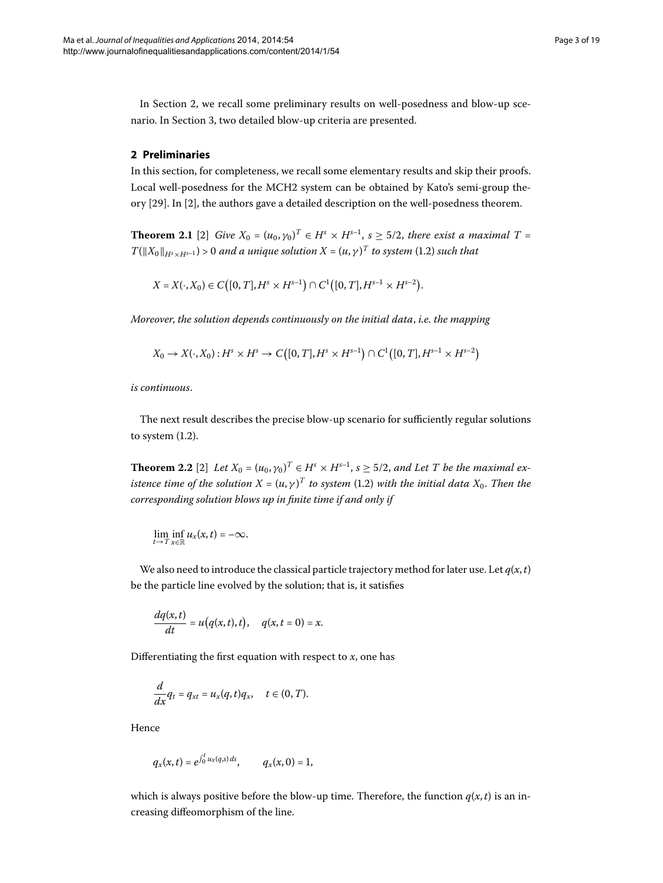In Section 2, we recall some preliminary results on well-posedness and blow-up scenario. In Section 3, two detailed blow-up criteria are presented.

## 2 Preliminaries

In this section, for completeness, we recall some elementary results and skip their proofs. Local well-posedness for the MCH2 system can be obtained by Kato's semi-group theory [29]. In [2], the authors gave a detailed description on the well-posedness theorem.

**Theorem 2.1** [2] *Give $X_0 = (u_0, \gamma_0)^T \in H^s \times H^{s-1}$, $s \geq 5/2$, there exist a maximal $T = T(\|X_0\|_{H^s\times H^{s-1}}) > 0$ and a unique solution $X = (u, \gamma)^T$ to system* (1.2) *such that*

$$X = X(\cdot, X_0) \in C\big([0,T], H^s \times H^{s-1}\big) \cap C^1\big([0,T], H^{s-1} \times H^{s-2}\big).$$

*Moreover, the solution depends continuously on the initial data, i.e. the mapping*

$$X_0 \to X(\cdot, X_0) : H^s \times H^s \to C\big([0,T], H^s \times H^{s-1}\big) \cap C^1\big([0,T], H^{s-1} \times H^{s-2}\big)$$

*is continuous.*

The next result describes the precise blow-up scenario for sufficiently regular solutions to system (1.2).

**Theorem 2.2** [2] *Let $X_0 = (u_0, \gamma_0)^T \in H^s \times H^{s-1}$, $s \geq 5/2$, and Let $T$ be the maximal existence time of the solution $X = (u, \gamma)^T$ to system* (1.2) *with the initial data $X_0$. Then the corresponding solution blows up in finite time if and only if*

$$\lim_{t\to T} \inf_{x\in\mathbb{R}} u_x(x,t) = -\infty.$$

We also need to introduce the classical particle trajectory method for later use. Let $q(x,t)$ be the particle line evolved by the solution; that is, it satisfies

$$\frac{dq(x,t)}{dt} = u\big(q(x,t),t\big), \quad q(x, t = 0) = x.$$

Differentiating the first equation with respect to $x$, one has

$$\frac{d}{dx} q_t = q_{xt} = u_x(q,t)q_x, \quad t \in (0,T).$$

Hence

$$q_x(x,t) = e^{\int_0^t u_x(q,s)\,ds}, \qquad q_x(x,0) = 1,$$

which is always positive before the blow-up time. Therefore, the function $q(x,t)$ is an increasing diffeomorphism of the line.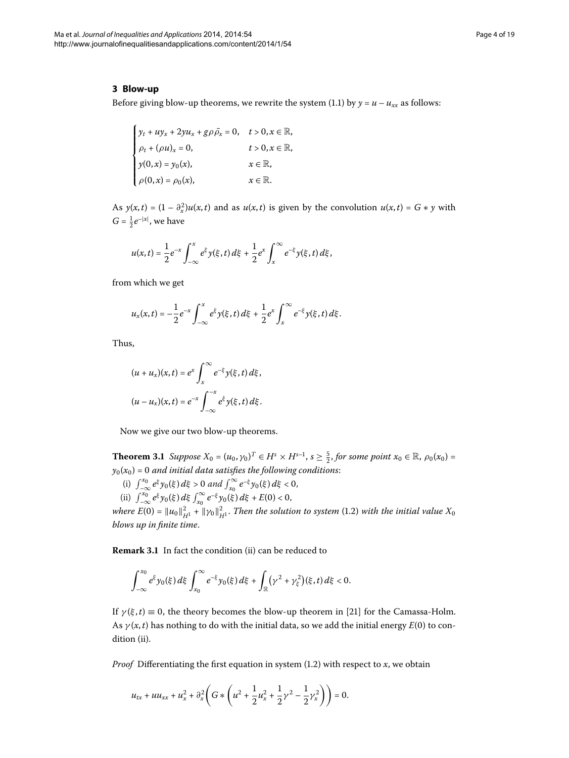## 3 Blow-up

Before giving blow-up theorems, we rewrite the system (1.1) by $y = u - u_{xx}$ as follows:

$$\begin{cases} y_t + uy_x + 2yu_x + g\rho\bar{\rho}_x = 0, & t > 0, x \in \mathbb{R}, \\ \rho_t + (\rho u)_x = 0, & t > 0, x \in \mathbb{R}, \\ y(0,x) = y_0(x), & x \in \mathbb{R}, \\ \rho(0,x) = \rho_0(x), & x \in \mathbb{R}. \end{cases}$$

As $y(x,t) = (1 - \partial_x^2)u(x,t)$ and as $u(x,t)$ is given by the convolution $u(x,t) = G * y$ with $G = \frac{1}{2}e^{-|x|}$, we have

$$u(x,t) = \frac{1}{2}e^{-x}\int_{-\infty}^{x} e^{\xi}y(\xi,t)\,d\xi + \frac{1}{2}e^{x}\int_{x}^{\infty} e^{-\xi}y(\xi,t)\,d\xi,$$

from which we get

$$u_x(x,t) = -\frac{1}{2}e^{-x}\int_{-\infty}^{x} e^{\xi}y(\xi,t)\,d\xi + \frac{1}{2}e^{x}\int_{x}^{\infty} e^{-\xi}y(\xi,t)\,d\xi.$$

Thus,

$$(u + u_x)(x,t) = e^{x}\int_{x}^{\infty} e^{-\xi}y(\xi,t)\,d\xi,$$

$$(u - u_x)(x,t) = e^{-x}\int_{-\infty}^{-x} e^{\xi}y(\xi,t)\,d\xi.$$

Now we give our two blow-up theorems.

**Theorem 3.1** *Suppose $X_0 = (u_0, \gamma_0)^T \in H^s \times H^{s-1}$, $s \geq \frac{5}{2}$, for some point $x_0 \in \mathbb{R}$, $\rho_0(x_0) = y_0(x_0) = 0$ and initial data satisfies the following conditions*:

(i) $\int_{-\infty}^{x_0} e^{\xi}y_0(\xi)\,d\xi > 0$ *and* $\int_{x_0}^{\infty} e^{-\xi}y_0(\xi)\,d\xi < 0$,

(ii) $\int_{-\infty}^{x_0} e^{\xi}y_0(\xi)\,d\xi \int_{x_0}^{\infty} e^{-\xi}y_0(\xi)\,d\xi + E(0) < 0$,

*where $E(0) = \|u_0\|_{H^1}^2 + \|\gamma_0\|_{H^1}^2$. Then the solution to system* (1.2) *with the initial value $X_0$ blows up in finite time*.

**Remark 3.1** In fact the condition (ii) can be reduced to

$$\int_{-\infty}^{x_0} e^{\xi}y_0(\xi)\,d\xi \int_{x_0}^{\infty} e^{-\xi}y_0(\xi)\,d\xi + \int_{\mathbb{R}} \left(\gamma^2 + \gamma_{\xi}^2\right)(\xi,t)\,d\xi < 0.$$

If $\gamma(\xi,t) \equiv 0$, the theory becomes the blow-up theorem in [21] for the Camassa-Holm. As $\gamma(x,t)$ has nothing to do with the initial data, so we add the initial energy $E(0)$ to condition (ii).

*Proof* Differentiating the first equation in system (1.2) with respect to $x$, we obtain

$$u_{tx} + uu_{xx} + u_x^2 + \partial_x^2\left(G * \left(u^2 + \frac{1}{2}u_x^2 + \frac{1}{2}\gamma^2 - \frac{1}{2}\gamma_x^2\right)\right) = 0.$$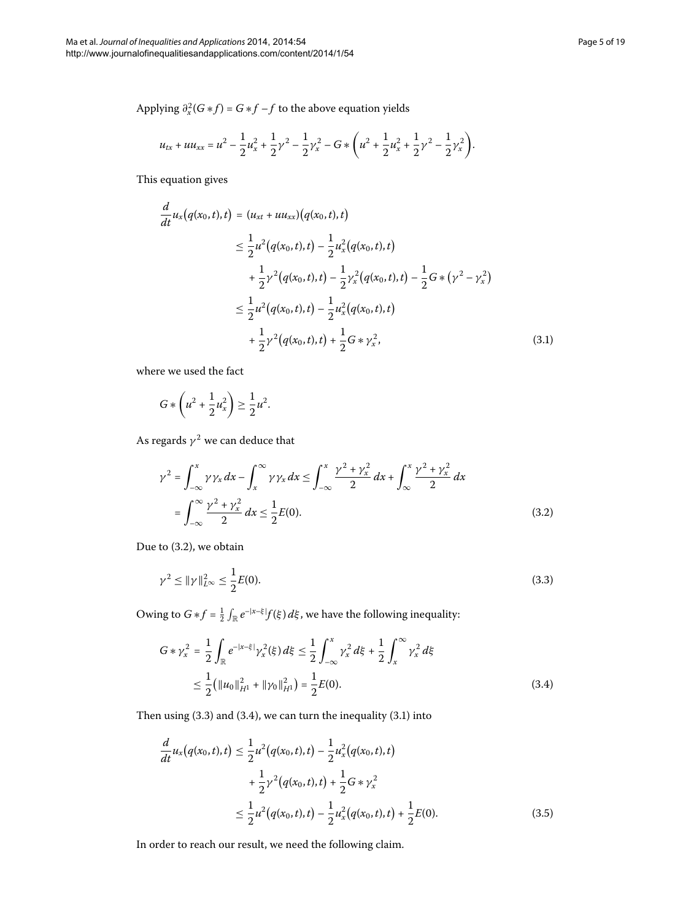Applying $\partial_x^2(G*f) = G*f - f$ to the above equation yields

$$u_{tx} + uu_{xx} = u^2 - \frac{1}{2}u_x^2 + \frac{1}{2}\gamma^2 - \frac{1}{2}\gamma_x^2 - G*\left(u^2 + \frac{1}{2}u_x^2 + \frac{1}{2}\gamma^2 - \frac{1}{2}\gamma_x^2\right).$$

This equation gives

$$\begin{aligned}
\frac{d}{dt}u_x\big(q(x_0,t),t\big) &= (u_{xt} + uu_{xx})\big(q(x_0,t),t\big) \\
&\leq \frac{1}{2}u^2\big(q(x_0,t),t\big) - \frac{1}{2}u_x^2\big(q(x_0,t),t\big) \\
&\quad + \frac{1}{2}\gamma^2\big(q(x_0,t),t\big) - \frac{1}{2}\gamma_x^2\big(q(x_0,t),t\big) - \frac{1}{2}G*\big(\gamma^2 - \gamma_x^2\big) \\
&\leq \frac{1}{2}u^2\big(q(x_0,t),t\big) - \frac{1}{2}u_x^2\big(q(x_0,t),t\big) \\
&\quad + \frac{1}{2}\gamma^2\big(q(x_0,t),t\big) + \frac{1}{2}G*\gamma_x^2,
\end{aligned} \tag{3.1}$$

where we used the fact

$$G*\left(u^2 + \frac{1}{2}u_x^2\right) \geq \frac{1}{2}u^2.$$

As regards $\gamma^2$ we can deduce that

$$\begin{aligned}
\gamma^2 &= \int_{-\infty}^{x} \gamma\gamma_x\,dx - \int_{x}^{\infty} \gamma\gamma_x\,dx \leq \int_{-\infty}^{x} \frac{\gamma^2 + \gamma_x^2}{2}\,dx + \int_{\infty}^{x} \frac{\gamma^2 + \gamma_x^2}{2}\,dx \\
&= \int_{-\infty}^{\infty} \frac{\gamma^2 + \gamma_x^2}{2}\,dx \leq \frac{1}{2}E(0).
\end{aligned} \tag{3.2}$$

Due to (3.2), we obtain

$$\gamma^2 \leq \|\gamma\|_{L^\infty}^2 \leq \frac{1}{2}E(0). \tag{3.3}$$

Owing to $G*f = \frac{1}{2}\int_{\mathbb{R}} e^{-|x-\xi|}f(\xi)\,d\xi$, we have the following inequality:

$$\begin{aligned}
G*\gamma_x^2 &= \frac{1}{2}\int_{\mathbb{R}} e^{-|x-\xi|}\gamma_x^2(\xi)\,d\xi \leq \frac{1}{2}\int_{-\infty}^{x} \gamma_x^2\,d\xi + \frac{1}{2}\int_{x}^{\infty} \gamma_x^2\,d\xi \\
&\leq \frac{1}{2}\big(\|u_0\|_{H^1}^2 + \|\gamma_0\|_{H^1}^2\big) = \frac{1}{2}E(0).
\end{aligned} \tag{3.4}$$

Then using (3.3) and (3.4), we can turn the inequality (3.1) into

$$\begin{aligned}
\frac{d}{dt}u_x\big(q(x_0,t),t\big) &\leq \frac{1}{2}u^2\big(q(x_0,t),t\big) - \frac{1}{2}u_x^2\big(q(x_0,t),t\big) \\
&\quad + \frac{1}{2}\gamma^2\big(q(x_0,t),t\big) + \frac{1}{2}G*\gamma_x^2 \\
&\leq \frac{1}{2}u^2\big(q(x_0,t),t\big) - \frac{1}{2}u_x^2\big(q(x_0,t),t\big) + \frac{1}{2}E(0).
\end{aligned} \tag{3.5}$$

In order to reach our result, we need the following claim.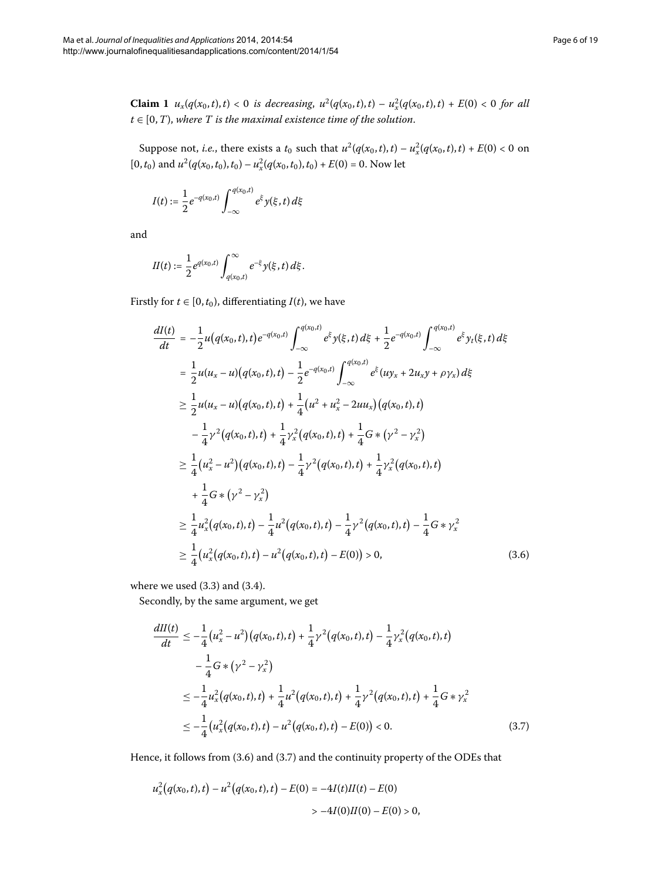**Claim 1** *$u_x(q(x_0,t),t) < 0$ is decreasing, $u^2(q(x_0,t),t) - u_x^2(q(x_0,t),t) + E(0) < 0$ for all $t \in [0,T)$, where $T$ is the maximal existence time of the solution.*

Suppose not, *i.e.*, there exists a $t_0$ such that $u^2(q(x_0,t),t) - u_x^2(q(x_0,t),t) + E(0) < 0$ on $[0,t_0)$ and $u^2(q(x_0,t_0),t_0) - u_x^2(q(x_0,t_0),t_0) + E(0) = 0$. Now let

$$I(t) := \frac{1}{2} e^{-q(x_0,t)} \int_{-\infty}^{q(x_0,t)} e^{\xi} y(\xi,t)\, d\xi$$

and

$$II(t) := \frac{1}{2} e^{q(x_0,t)} \int_{q(x_0,t)}^{\infty} e^{-\xi} y(\xi,t)\, d\xi.$$

Firstly for $t \in [0,t_0)$, differentiating $I(t)$, we have

$$\begin{aligned}
\frac{dI(t)}{dt} &= -\frac{1}{2} u\big(q(x_0,t),t\big) e^{-q(x_0,t)} \int_{-\infty}^{q(x_0,t)} e^{\xi} y(\xi,t)\, d\xi + \frac{1}{2} e^{-q(x_0,t)} \int_{-\infty}^{q(x_0,t)} e^{\xi} y_t(\xi,t)\, d\xi \\
&= \frac{1}{2} u(u_x - u)\big(q(x_0,t),t\big) - \frac{1}{2} e^{-q(x_0,t)} \int_{-\infty}^{q(x_0,t)} e^{\xi} (u y_x + 2u_x y + \rho \gamma_x)\, d\xi \\
&\ge \frac{1}{2} u(u_x - u)\big(q(x_0,t),t\big) + \frac{1}{4}\big(u^2 + u_x^2 - 2uu_x\big)\big(q(x_0,t),t\big) \\
&\quad - \frac{1}{4}\gamma^2\big(q(x_0,t),t\big) + \frac{1}{4}\gamma_x^2\big(q(x_0,t),t\big) + \frac{1}{4} G * \big(\gamma^2 - \gamma_x^2\big) \\
&\ge \frac{1}{4}\big(u_x^2 - u^2\big)\big(q(x_0,t),t\big) - \frac{1}{4}\gamma^2\big(q(x_0,t),t\big) + \frac{1}{4}\gamma_x^2\big(q(x_0,t),t\big) \\
&\quad + \frac{1}{4} G * \big(\gamma^2 - \gamma_x^2\big) \\
&\ge \frac{1}{4} u_x^2\big(q(x_0,t),t\big) - \frac{1}{4} u^2\big(q(x_0,t),t\big) - \frac{1}{4}\gamma^2\big(q(x_0,t),t\big) - \frac{1}{4} G * \gamma_x^2 \\
&\ge \frac{1}{4}\big(u_x^2\big(q(x_0,t),t\big) - u^2\big(q(x_0,t),t\big) - E(0)\big) > 0,
\end{aligned} \tag{3.6}$$

where we used (3.3) and (3.4).

Secondly, by the same argument, we get

$$\begin{aligned}
\frac{dII(t)}{dt} &\le -\frac{1}{4}\big(u_x^2 - u^2\big)\big(q(x_0,t),t\big) + \frac{1}{4}\gamma^2\big(q(x_0,t),t\big) - \frac{1}{4}\gamma_x^2\big(q(x_0,t),t\big) \\
&\quad - \frac{1}{4} G * \big(\gamma^2 - \gamma_x^2\big) \\
&\le -\frac{1}{4} u_x^2\big(q(x_0,t),t\big) + \frac{1}{4} u^2\big(q(x_0,t),t\big) + \frac{1}{4}\gamma^2\big(q(x_0,t),t\big) + \frac{1}{4} G * \gamma_x^2 \\
&\le -\frac{1}{4}\big(u_x^2\big(q(x_0,t),t\big) - u^2\big(q(x_0,t),t\big) - E(0)\big) < 0.
\end{aligned} \tag{3.7}$$

Hence, it follows from (3.6) and (3.7) and the continuity property of the ODEs that

$$\begin{aligned}
u_x^2\big(q(x_0,t),t\big) - u^2\big(q(x_0,t),t\big) - E(0) &= -4I(t)II(t) - E(0) \\
&> -4I(0)II(0) - E(0) > 0,
\end{aligned}$$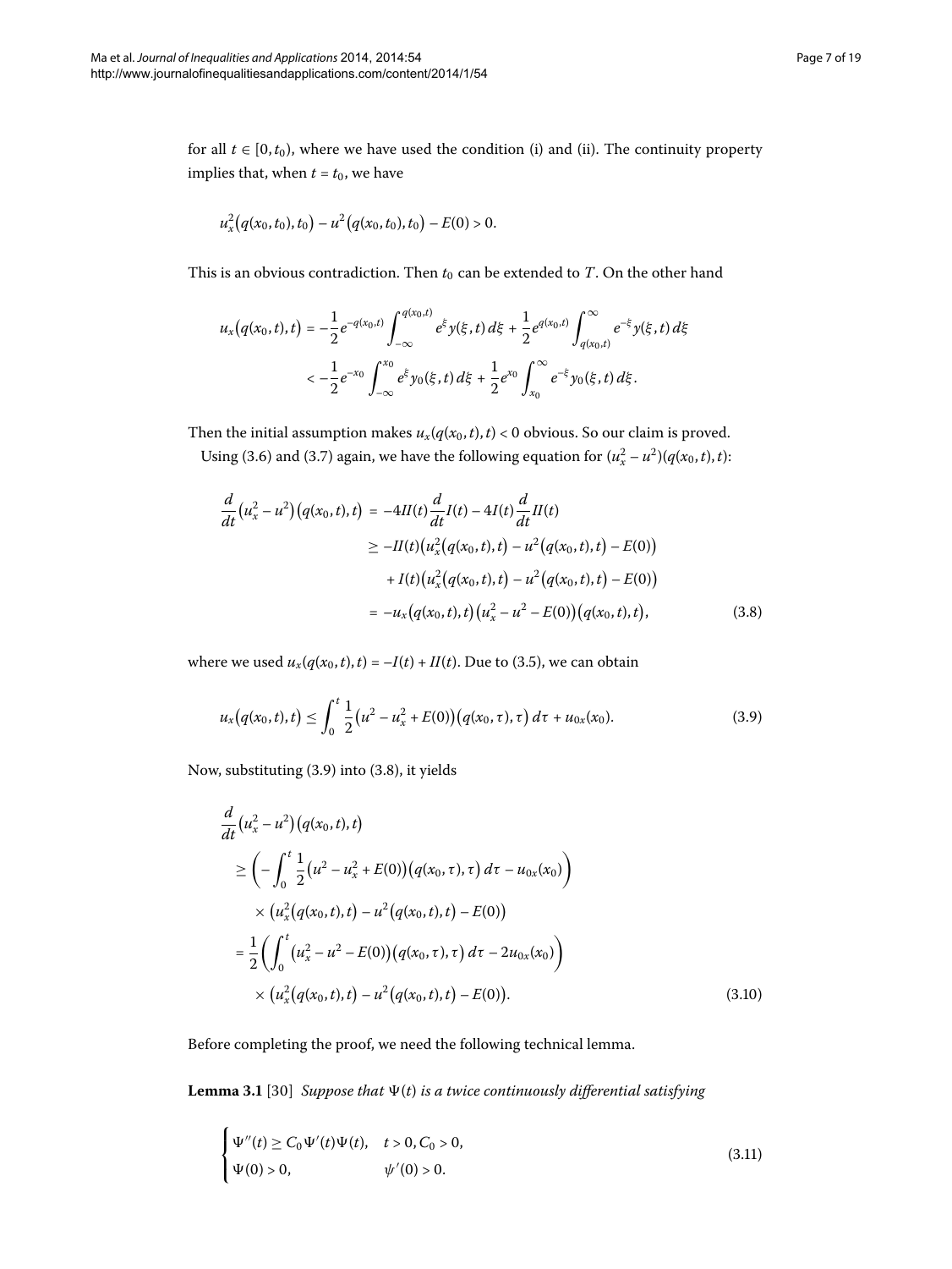for all $t \in [0, t_0)$, where we have used the condition (i) and (ii). The continuity property implies that, when $t = t_0$, we have

$$u_x^2\big(q(x_0, t_0), t_0\big) - u^2\big(q(x_0, t_0), t_0\big) - E(0) > 0.$$

This is an obvious contradiction. Then $t_0$ can be extended to $T$. On the other hand

$$\begin{aligned} u_x\big(q(x_0,t),t\big) &= -\frac{1}{2}e^{-q(x_0,t)}\int_{-\infty}^{q(x_0,t)} e^{\xi} y(\xi,t)\,d\xi + \frac{1}{2}e^{q(x_0,t)}\int_{q(x_0,t)}^{\infty} e^{-\xi} y(\xi,t)\,d\xi \\ &< -\frac{1}{2}e^{-x_0}\int_{-\infty}^{x_0} e^{\xi} y_0(\xi,t)\,d\xi + \frac{1}{2}e^{x_0}\int_{x_0}^{\infty} e^{-\xi} y_0(\xi,t)\,d\xi. \end{aligned}$$

Then the initial assumption makes $u_x(q(x_0,t),t) < 0$ obvious. So our claim is proved.

Using (3.6) and (3.7) again, we have the following equation for $(u_x^2 - u^2)(q(x_0,t),t)$:

$$\begin{aligned} \frac{d}{dt}\big(u_x^2 - u^2\big)\big(q(x_0,t),t\big) &= -4II(t)\frac{d}{dt}I(t) - 4I(t)\frac{d}{dt}II(t) \\ &\geq -II(t)\big(u_x^2\big(q(x_0,t),t\big) - u^2\big(q(x_0,t),t\big) - E(0)\big) \\ &\quad + I(t)\big(u_x^2\big(q(x_0,t),t\big) - u^2\big(q(x_0,t),t\big) - E(0)\big) \\ &= -u_x\big(q(x_0,t),t\big)\big(u_x^2 - u^2 - E(0)\big)\big(q(x_0,t),t\big), \end{aligned} \tag{3.8}$$

where we used $u_x(q(x_0,t),t) = -I(t) + II(t)$. Due to (3.5), we can obtain

$$u_x\big(q(x_0,t),t\big) \leq \int_0^t \frac{1}{2}\big(u^2 - u_x^2 + E(0)\big)\big(q(x_0,\tau),\tau\big)\,d\tau + u_{0x}(x_0). \tag{3.9}$$

Now, substituting (3.9) into (3.8), it yields

$$\begin{aligned} &\frac{d}{dt}\big(u_x^2 - u^2\big)\big(q(x_0,t),t\big) \\ &\quad \geq \left(-\int_0^t \frac{1}{2}\big(u^2 - u_x^2 + E(0)\big)\big(q(x_0,\tau),\tau\big)\,d\tau - u_{0x}(x_0)\right) \\ &\qquad \times \big(u_x^2\big(q(x_0,t),t\big) - u^2\big(q(x_0,t),t\big) - E(0)\big) \\ &\quad = \frac{1}{2}\left(\int_0^t \big(u_x^2 - u^2 - E(0)\big)\big(q(x_0,\tau),\tau\big)\,d\tau - 2u_{0x}(x_0)\right) \\ &\qquad \times \big(u_x^2\big(q(x_0,t),t\big) - u^2\big(q(x_0,t),t\big) - E(0)\big). \end{aligned} \tag{3.10}$$

Before completing the proof, we need the following technical lemma.

**Lemma 3.1** [30] *Suppose that $\Psi(t)$ is a twice continuously differential satisfying*

$$\begin{cases} \Psi''(t) \geq C_0\Psi'(t)\Psi(t), & t > 0, C_0 > 0, \\ \Psi(0) > 0, & \psi'(0) > 0. \end{cases} \tag{3.11}$$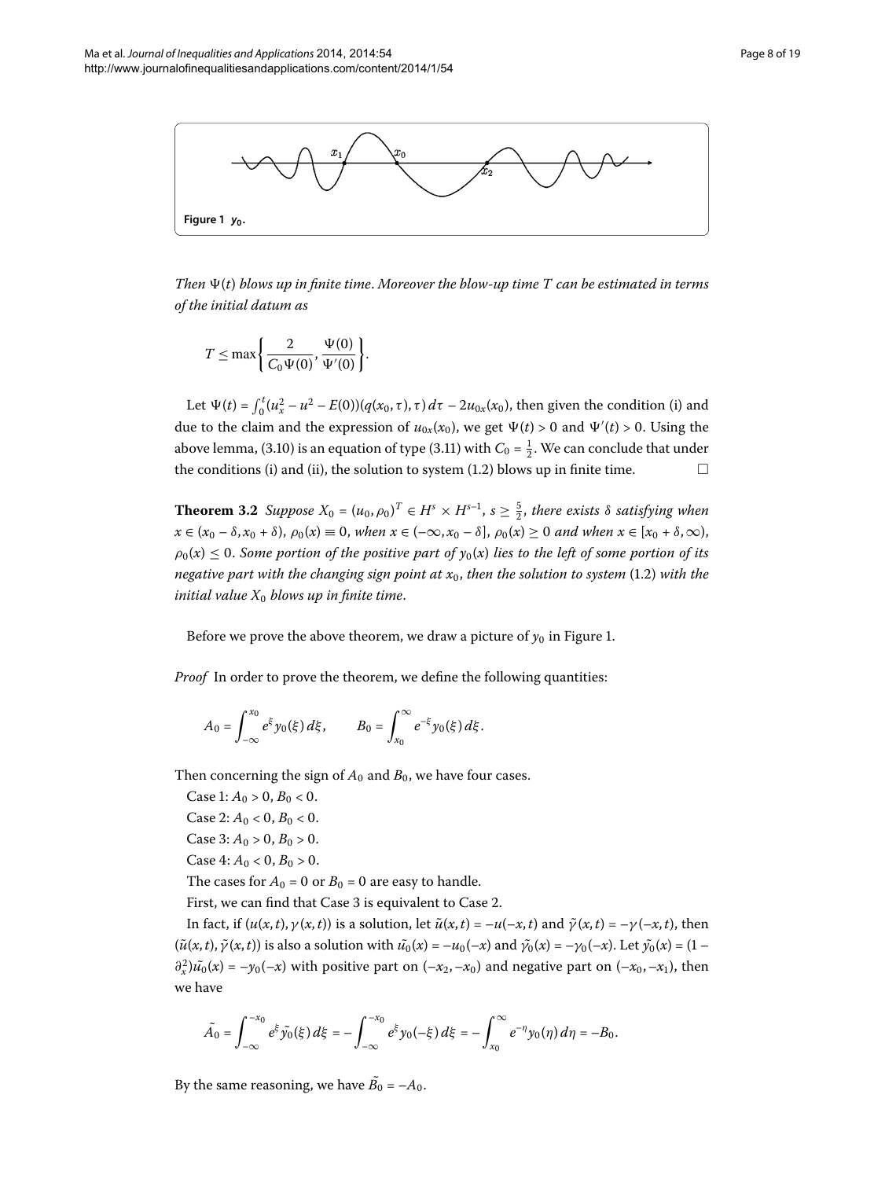Figure 1 $y_0$.

*Then $\Psi(t)$ blows up in finite time. Moreover the blow-up time $T$ can be estimated in terms of the initial datum as*

$$T \leq \max\left\{ \frac{2}{C_0 \Psi(0)}, \frac{\Psi(0)}{\Psi'(0)} \right\}.$$

Let $\Psi(t) = \int_0^t (u_x^2 - u^2 - E(0))(q(x_0,\tau),\tau)\,d\tau - 2u_{0x}(x_0)$, then given the condition (i) and due to the claim and the expression of $u_{0x}(x_0)$, we get $\Psi(t) > 0$ and $\Psi'(t) > 0$. Using the above lemma, (3.10) is an equation of type (3.11) with $C_0 = \frac{1}{2}$. We can conclude that under the conditions (i) and (ii), the solution to system (1.2) blows up in finite time. $\square$

**Theorem 3.2** *Suppose $X_0 = (u_0, \rho_0)^T \in H^s \times H^{s-1}$, $s \geq \frac{5}{2}$, there exists $\delta$ satisfying when $x \in (x_0 - \delta, x_0 + \delta)$, $\rho_0(x) \equiv 0$, when $x \in (-\infty, x_0 - \delta]$, $\rho_0(x) \geq 0$ and when $x \in [x_0 + \delta, \infty)$, $\rho_0(x) \leq 0$. Some portion of the positive part of $y_0(x)$ lies to the left of some portion of its negative part with the changing sign point at $x_0$, then the solution to system* (1.2) *with the initial value $X_0$ blows up in finite time.*

Before we prove the above theorem, we draw a picture of $y_0$ in Figure 1.

*Proof* In order to prove the theorem, we define the following quantities:

$$A_0 = \int_{-\infty}^{x_0} e^{\xi} y_0(\xi)\,d\xi, \qquad B_0 = \int_{x_0}^{\infty} e^{-\xi} y_0(\xi)\,d\xi.$$

Then concerning the sign of $A_0$ and $B_0$, we have four cases.

Case 1: $A_0 > 0$, $B_0 < 0$.

Case 2: $A_0 < 0$, $B_0 < 0$.

Case 3: $A_0 > 0$, $B_0 > 0$.

Case 4: $A_0 < 0$, $B_0 > 0$.

The cases for $A_0 = 0$ or $B_0 = 0$ are easy to handle.

First, we can find that Case 3 is equivalent to Case 2.

In fact, if $(u(x,t), \gamma(x,t))$ is a solution, let $\tilde{u}(x,t) = -u(-x,t)$ and $\tilde{\gamma}(x,t) = -\gamma(-x,t)$, then $(\tilde{u}(x,t), \tilde{\gamma}(x,t))$ is also a solution with $\tilde{u_0}(x) = -u_0(-x)$ and $\tilde{\gamma_0}(x) = -\gamma_0(-x)$. Let $\tilde{y_0}(x) = (1 - \partial_x^2)\tilde{u_0}(x) = -y_0(-x)$ with positive part on $(-x_2, -x_0)$ and negative part on $(-x_0, -x_1)$, then we have

$$\tilde{A_0} = \int_{-\infty}^{-x_0} e^{\xi} \tilde{y_0}(\xi)\,d\xi = -\int_{-\infty}^{-x_0} e^{\xi} y_0(-\xi)\,d\xi = -\int_{x_0}^{\infty} e^{-\eta} y_0(\eta)\,d\eta = -B_0.$$

By the same reasoning, we have $\tilde{B_0} = -A_0$.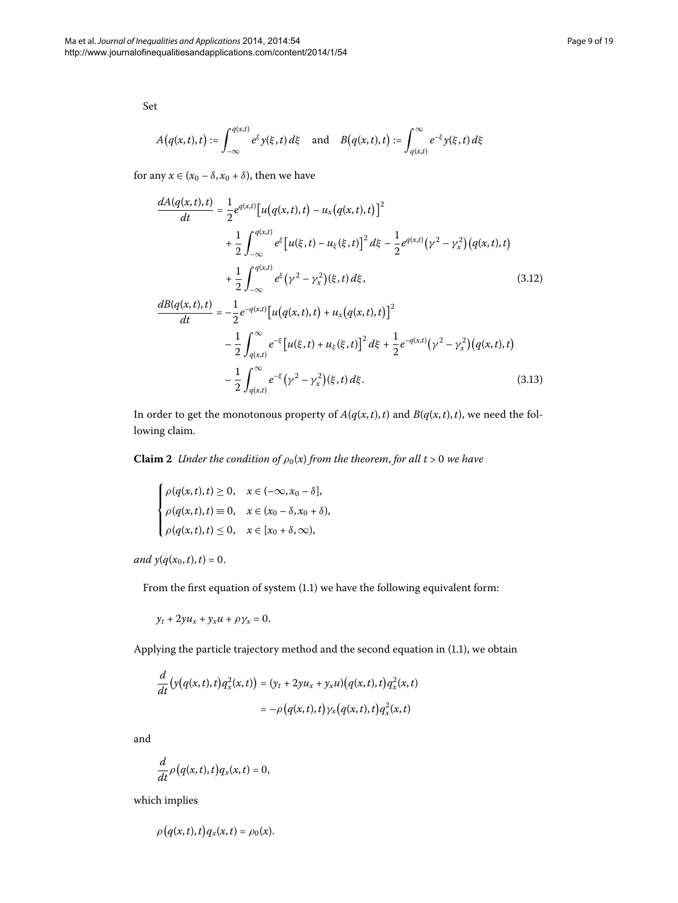Set

$$A\big(q(x,t),t\big) := \int_{-\infty}^{q(x,t)} e^{\xi} y(\xi,t)\,d\xi \quad \text{and} \quad B\big(q(x,t),t\big) := \int_{q(x,t)}^{\infty} e^{-\xi} y(\xi,t)\,d\xi$$

for any $x \in (x_0 - \delta, x_0 + \delta)$, then we have

$$\begin{aligned}
\frac{dA(q(x,t),t)}{dt} &= \frac{1}{2} e^{q(x,t)} \big[u\big(q(x,t),t\big) - u_x\big(q(x,t),t\big)\big]^2 \\
&\quad + \frac{1}{2} \int_{-\infty}^{q(x,t)} e^{\xi} \big[u(\xi,t) - u_{\xi}(\xi,t)\big]^2\,d\xi - \frac{1}{2} e^{q(x,t)} \big(\gamma^2 - \gamma_x^2\big)\big(q(x,t),t\big) \\
&\quad + \frac{1}{2} \int_{-\infty}^{q(x,t)} e^{\xi} \big(\gamma^2 - \gamma_x^2\big)(\xi,t)\,d\xi, \qquad (3.12) \\
\frac{dB(q(x,t),t)}{dt} &= -\frac{1}{2} e^{-q(x,t)} \big[u\big(q(x,t),t\big) + u_x\big(q(x,t),t\big)\big]^2 \\
&\quad - \frac{1}{2} \int_{q(x,t)}^{\infty} e^{-\xi} \big[u(\xi,t) + u_{\xi}(\xi,t)\big]^2\,d\xi + \frac{1}{2} e^{-q(x,t)} \big(\gamma^2 - \gamma_x^2\big)\big(q(x,t),t\big) \\
&\quad - \frac{1}{2} \int_{q(x,t)}^{\infty} e^{-\xi} \big(\gamma^2 - \gamma_x^2\big)(\xi,t)\,d\xi. \qquad (3.13)
\end{aligned}$$

In order to get the monotonous property of $A(q(x,t),t)$ and $B(q(x,t),t)$, we need the following claim.

**Claim 2** *Under the condition of $\rho_0(x)$ from the theorem, for all $t > 0$ we have*

$$\begin{cases}
\rho(q(x,t),t) \geq 0, & x \in (-\infty, x_0 - \delta], \\
\rho(q(x,t),t) \equiv 0, & x \in (x_0 - \delta, x_0 + \delta), \\
\rho(q(x,t),t) \leq 0, & x \in [x_0 + \delta, \infty),
\end{cases}$$

*and $y(q(x_0,t),t) = 0$.*

From the first equation of system (1.1) we have the following equivalent form:

$$y_t + 2yu_x + y_x u + \rho\gamma_x = 0.$$

Applying the particle trajectory method and the second equation in (1.1), we obtain

$$\begin{aligned}
\frac{d}{dt}\big(y\big(q(x,t),t\big) q_x^2(x,t)\big) &= (y_t + 2yu_x + y_x u)\big(q(x,t),t\big) q_x^2(x,t) \\
&= -\rho\big(q(x,t),t\big) \gamma_x\big(q(x,t),t\big) q_x^2(x,t)
\end{aligned}$$

and

$$\frac{d}{dt} \rho\big(q(x,t),t\big) q_x(x,t) = 0,$$

which implies

$$\rho\big(q(x,t),t\big) q_x(x,t) = \rho_0(x).$$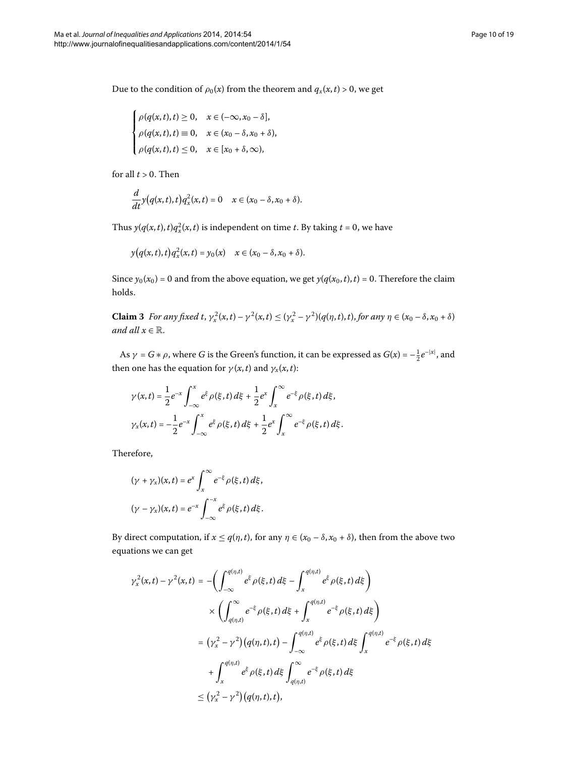Due to the condition of $\rho_0(x)$ from the theorem and $q_x(x,t) > 0$, we get

$$
\begin{cases}
\rho(q(x,t),t) \geq 0, & x \in (-\infty, x_0 - \delta], \\
\rho(q(x,t),t) \equiv 0, & x \in (x_0 - \delta, x_0 + \delta), \\
\rho(q(x,t),t) \leq 0, & x \in [x_0 + \delta, \infty),
\end{cases}
$$

for all $t > 0$. Then

$$
\frac{d}{dt} y\big(q(x,t),t\big) q_x^2(x,t) = 0 \quad x \in (x_0 - \delta, x_0 + \delta).
$$

Thus $y(q(x,t),t)q_x^2(x,t)$ is independent on time $t$. By taking $t = 0$, we have

$$
y\big(q(x,t),t\big) q_x^2(x,t) = y_0(x) \quad x \in (x_0 - \delta, x_0 + \delta).
$$

Since $y_0(x_0) = 0$ and from the above equation, we get $y(q(x_0,t),t) = 0$. Therefore the claim holds.

**Claim 3** *For any fixed $t$, $\gamma_x^2(x,t) - \gamma^2(x,t) \leq (\gamma_x^2 - \gamma^2)(q(\eta,t),t)$, for any $\eta \in (x_0 - \delta, x_0 + \delta)$ and all $x \in \mathbb{R}$.*

As $\gamma = G * \rho$, where $G$ is the Green's function, it can be expressed as $G(x) = -\frac{1}{2}e^{-|x|}$, and then one has the equation for $\gamma(x,t)$ and $\gamma_x(x,t)$:

$$
\begin{aligned}
\gamma(x,t) &= \frac{1}{2}e^{-x}\int_{-\infty}^{x} e^{\xi}\rho(\xi,t)\,d\xi + \frac{1}{2}e^{x}\int_{x}^{\infty} e^{-\xi}\rho(\xi,t)\,d\xi, \\
\gamma_x(x,t) &= -\frac{1}{2}e^{-x}\int_{-\infty}^{x} e^{\xi}\rho(\xi,t)\,d\xi + \frac{1}{2}e^{x}\int_{x}^{\infty} e^{-\xi}\rho(\xi,t)\,d\xi.
\end{aligned}
$$

Therefore,

$$
\begin{aligned}
(\gamma + \gamma_x)(x,t) &= e^{x}\int_{x}^{\infty} e^{-\xi}\rho(\xi,t)\,d\xi, \\
(\gamma - \gamma_x)(x,t) &= e^{-x}\int_{-\infty}^{-x} e^{\xi}\rho(\xi,t)\,d\xi.
\end{aligned}
$$

By direct computation, if $x \leq q(\eta,t)$, for any $\eta \in (x_0 - \delta, x_0 + \delta)$, then from the above two equations we can get

$$
\begin{aligned}
\gamma_x^2(x,t) - \gamma^2(x,t) &= -\left(\int_{-\infty}^{q(\eta,t)} e^{\xi}\rho(\xi,t)\,d\xi - \int_{x}^{q(\eta,t)} e^{\xi}\rho(\xi,t)\,d\xi\right) \\
&\quad \times \left(\int_{q(\eta,t)}^{\infty} e^{-\xi}\rho(\xi,t)\,d\xi + \int_{x}^{q(\eta,t)} e^{-\xi}\rho(\xi,t)\,d\xi\right) \\
&= \big(\gamma_x^2 - \gamma^2\big)\big(q(\eta,t),t\big) - \int_{-\infty}^{q(\eta,t)} e^{\xi}\rho(\xi,t)\,d\xi \int_{x}^{q(\eta,t)} e^{-\xi}\rho(\xi,t)\,d\xi \\
&\quad + \int_{x}^{q(\eta,t)} e^{\xi}\rho(\xi,t)\,d\xi \int_{q(\eta,t)}^{\infty} e^{-\xi}\rho(\xi,t)\,d\xi \\
&\leq \big(\gamma_x^2 - \gamma^2\big)\big(q(\eta,t),t\big),
\end{aligned}
$$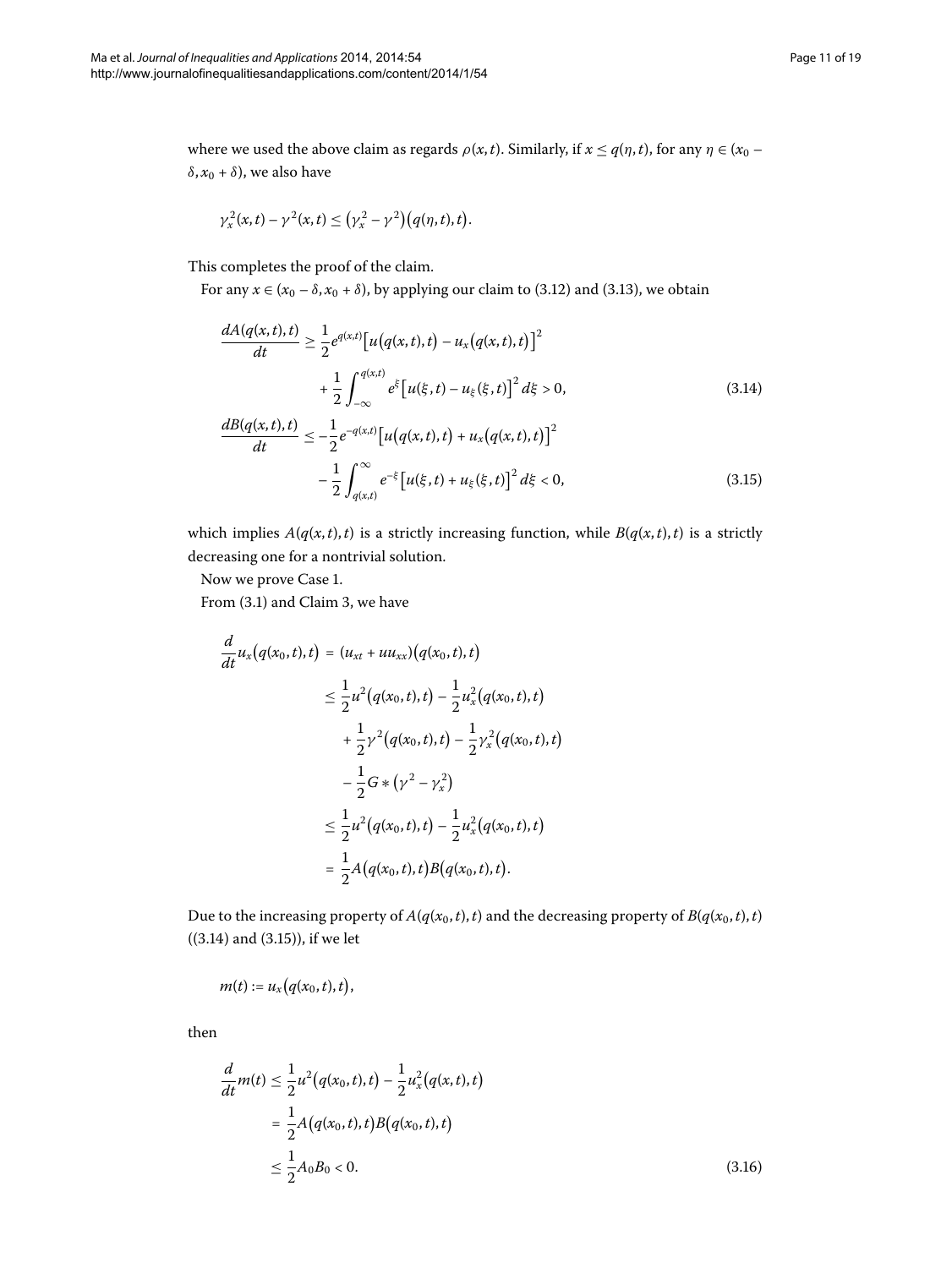where we used the above claim as regards $\rho(x,t)$. Similarly, if $x \leq q(\eta,t)$, for any $\eta \in (x_0 - \delta, x_0 + \delta)$, we also have

$$\gamma_x^2(x,t) - \gamma^2(x,t) \leq (\gamma_x^2 - \gamma^2)(q(\eta,t),t).$$

This completes the proof of the claim.

For any $x \in (x_0 - \delta, x_0 + \delta)$, by applying our claim to (3.12) and (3.13), we obtain

$$\begin{aligned}
\frac{dA(q(x,t),t)}{dt} &\geq \frac{1}{2} e^{q(x,t)} \bigl[u(q(x,t),t) - u_x(q(x,t),t)\bigr]^2 \\
&\quad + \frac{1}{2} \int_{-\infty}^{q(x,t)} e^{\xi} \bigl[u(\xi,t) - u_\xi(\xi,t)\bigr]^2 \, d\xi > 0, \qquad (3.14) \\
\frac{dB(q(x,t),t)}{dt} &\leq -\frac{1}{2} e^{-q(x,t)} \bigl[u(q(x,t),t) + u_x(q(x,t),t)\bigr]^2 \\
&\quad - \frac{1}{2} \int_{q(x,t)}^{\infty} e^{-\xi} \bigl[u(\xi,t) + u_\xi(\xi,t)\bigr]^2 \, d\xi < 0, \qquad (3.15)
\end{aligned}$$

which implies $A(q(x,t),t)$ is a strictly increasing function, while $B(q(x,t),t)$ is a strictly decreasing one for a nontrivial solution.

Now we prove Case 1.

From (3.1) and Claim 3, we have

$$\begin{aligned}
\frac{d}{dt} u_x(q(x_0,t),t) &= (u_{xt} + u u_{xx})(q(x_0,t),t) \\
&\leq \frac{1}{2} u^2(q(x_0,t),t) - \frac{1}{2} u_x^2(q(x_0,t),t) \\
&\quad + \frac{1}{2} \gamma^2(q(x_0,t),t) - \frac{1}{2} \gamma_x^2(q(x_0,t),t) \\
&\quad - \frac{1}{2} G * (\gamma^2 - \gamma_x^2) \\
&\leq \frac{1}{2} u^2(q(x_0,t),t) - \frac{1}{2} u_x^2(q(x_0,t),t) \\
&= \frac{1}{2} A(q(x_0,t),t) B(q(x_0,t),t).
\end{aligned}$$

Due to the increasing property of $A(q(x_0,t),t)$ and the decreasing property of $B(q(x_0,t),t)$ ((3.14) and (3.15)), if we let

$$m(t) := u_x(q(x_0,t),t),$$

then

$$\begin{aligned}
\frac{d}{dt} m(t) &\leq \frac{1}{2} u^2(q(x_0,t),t) - \frac{1}{2} u_x^2(q(x,t),t) \\
&= \frac{1}{2} A(q(x_0,t),t) B(q(x_0,t),t) \\
&\leq \frac{1}{2} A_0 B_0 < 0. \qquad (3.16)
\end{aligned}$$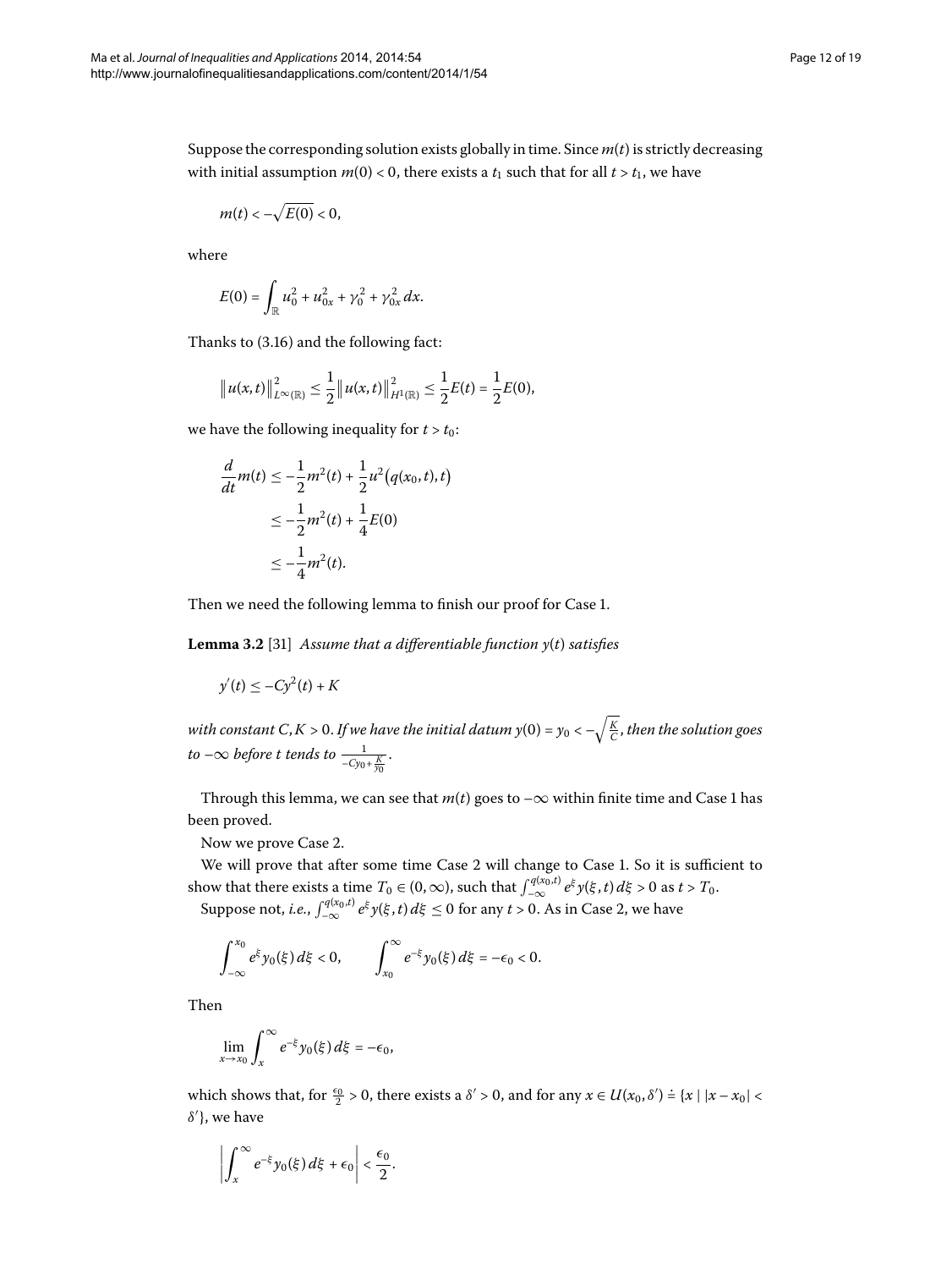Suppose the corresponding solution exists globally in time. Since $m(t)$ is strictly decreasing with initial assumption $m(0) < 0$, there exists a $t_1$ such that for all $t > t_1$, we have

$$m(t) < -\sqrt{E(0)} < 0,$$

where

$$E(0) = \int_{\mathbb{R}} u_0^2 + u_{0x}^2 + \gamma_0^2 + \gamma_{0x}^2 \, dx.$$

Thanks to (3.16) and the following fact:

$$\left\| u(x,t) \right\|_{L^\infty(\mathbb{R})}^2 \le \frac{1}{2} \left\| u(x,t) \right\|_{H^1(\mathbb{R})}^2 \le \frac{1}{2} E(t) = \frac{1}{2} E(0),$$

we have the following inequality for $t > t_0$:

$$\begin{aligned}
\frac{d}{dt} m(t) &\le -\frac{1}{2} m^2(t) + \frac{1}{2} u^2\big(q(x_0,t),t\big) \\
&\le -\frac{1}{2} m^2(t) + \frac{1}{4} E(0) \\
&\le -\frac{1}{4} m^2(t).
\end{aligned}$$

Then we need the following lemma to finish our proof for Case 1.

**Lemma 3.2** [31] *Assume that a differentiable function $y(t)$ satisfies*

$$y'(t) \le -Cy^2(t) + K$$

*with constant $C, K > 0$. If we have the initial datum $y(0) = y_0 < -\sqrt{\frac{K}{C}}$, then the solution goes to $-\infty$ before $t$ tends to $\frac{1}{-Cy_0 + \frac{K}{y_0}}$.*

Through this lemma, we can see that $m(t)$ goes to $-\infty$ within finite time and Case 1 has been proved.

Now we prove Case 2.

We will prove that after some time Case 2 will change to Case 1. So it is sufficient to show that there exists a time $T_0 \in (0, \infty)$, such that $\int_{-\infty}^{q(x_0,t)} e^{\xi} y(\xi,t) \, d\xi > 0$ as $t > T_0$.

Suppose not, *i.e.*, $\int_{-\infty}^{q(x_0,t)} e^{\xi} y(\xi,t) \, d\xi \le 0$ for any $t > 0$. As in Case 2, we have

$$\int_{-\infty}^{x_0} e^{\xi} y_0(\xi) \, d\xi < 0, \qquad \int_{x_0}^{\infty} e^{-\xi} y_0(\xi) \, d\xi = -\epsilon_0 < 0.$$

Then

$$\lim_{x \to x_0} \int_{x}^{\infty} e^{-\xi} y_0(\xi) \, d\xi = -\epsilon_0,$$

which shows that, for $\frac{\epsilon_0}{2} > 0$, there exists a $\delta' > 0$, and for any $x \in U(x_0, \delta') \doteq \{x \mid |x - x_0| < \delta'\}$, we have

$$\left| \int_{x}^{\infty} e^{-\xi} y_0(\xi) \, d\xi + \epsilon_0 \right| < \frac{\epsilon_0}{2}.$$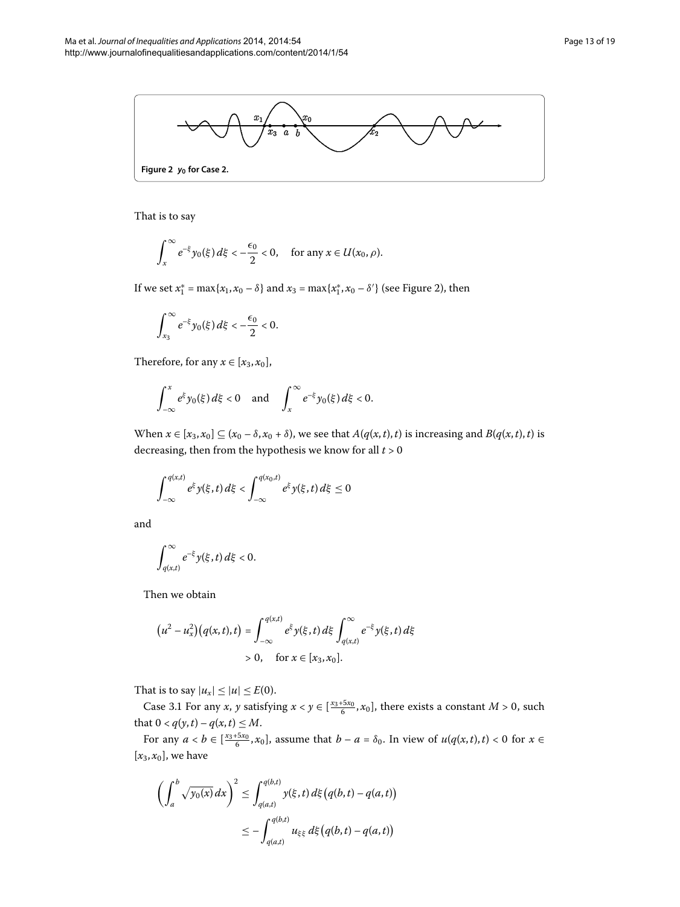Figure 2 $y_0$ for Case 2.

That is to say

$$\int_x^\infty e^{-\xi} y_0(\xi)\, d\xi < -\frac{\epsilon_0}{2} < 0, \quad \text{for any } x \in U(x_0, \rho).$$

If we set $x_1^* = \max\{x_1, x_0 - \delta\}$ and $x_3 = \max\{x_1^*, x_0 - \delta'\}$ (see Figure 2), then

$$\int_{x_3}^\infty e^{-\xi} y_0(\xi)\, d\xi < -\frac{\epsilon_0}{2} < 0.$$

Therefore, for any $x \in [x_3, x_0]$,

$$\int_{-\infty}^x e^{\xi} y_0(\xi)\, d\xi < 0 \quad \text{and} \quad \int_x^\infty e^{-\xi} y_0(\xi)\, d\xi < 0.$$

When $x \in [x_3, x_0] \subseteq (x_0 - \delta, x_0 + \delta)$, we see that $A(q(x,t),t)$ is increasing and $B(q(x,t),t)$ is decreasing, then from the hypothesis we know for all $t > 0$

$$\int_{-\infty}^{q(x,t)} e^{\xi} y(\xi, t)\, d\xi < \int_{-\infty}^{q(x_0,t)} e^{\xi} y(\xi, t)\, d\xi \leq 0$$

and

$$\int_{q(x,t)}^\infty e^{-\xi} y(\xi, t)\, d\xi < 0.$$

Then we obtain

$$\begin{aligned}
\left(u^2 - u_x^2\right)\left(q(x,t),t\right) &= \int_{-\infty}^{q(x,t)} e^{\xi} y(\xi, t)\, d\xi \int_{q(x,t)}^\infty e^{-\xi} y(\xi, t)\, d\xi \\
&> 0, \quad \text{for } x \in [x_3, x_0].
\end{aligned}$$

That is to say $|u_x| \leq |u| \leq E(0)$.

Case 3.1 For any $x$, $y$ satisfying $x < y \in [\frac{x_3 + 5x_0}{6}, x_0]$, there exists a constant $M > 0$, such that $0 < q(y,t) - q(x,t) \leq M$.

For any $a < b \in [\frac{x_3+5x_0}{6}, x_0]$, assume that $b - a = \delta_0$. In view of $u(q(x,t),t) < 0$ for $x \in [x_3, x_0]$, we have

$$\begin{aligned}
\left(\int_a^b \sqrt{y_0(x)}\, dx\right)^2 &\leq \int_{q(a,t)}^{q(b,t)} y(\xi, t)\, d\xi \left(q(b,t) - q(a,t)\right) \\
&\leq -\int_{q(a,t)}^{q(b,t)} u_{\xi\xi}\, d\xi \left(q(b,t) - q(a,t)\right)
\end{aligned}$$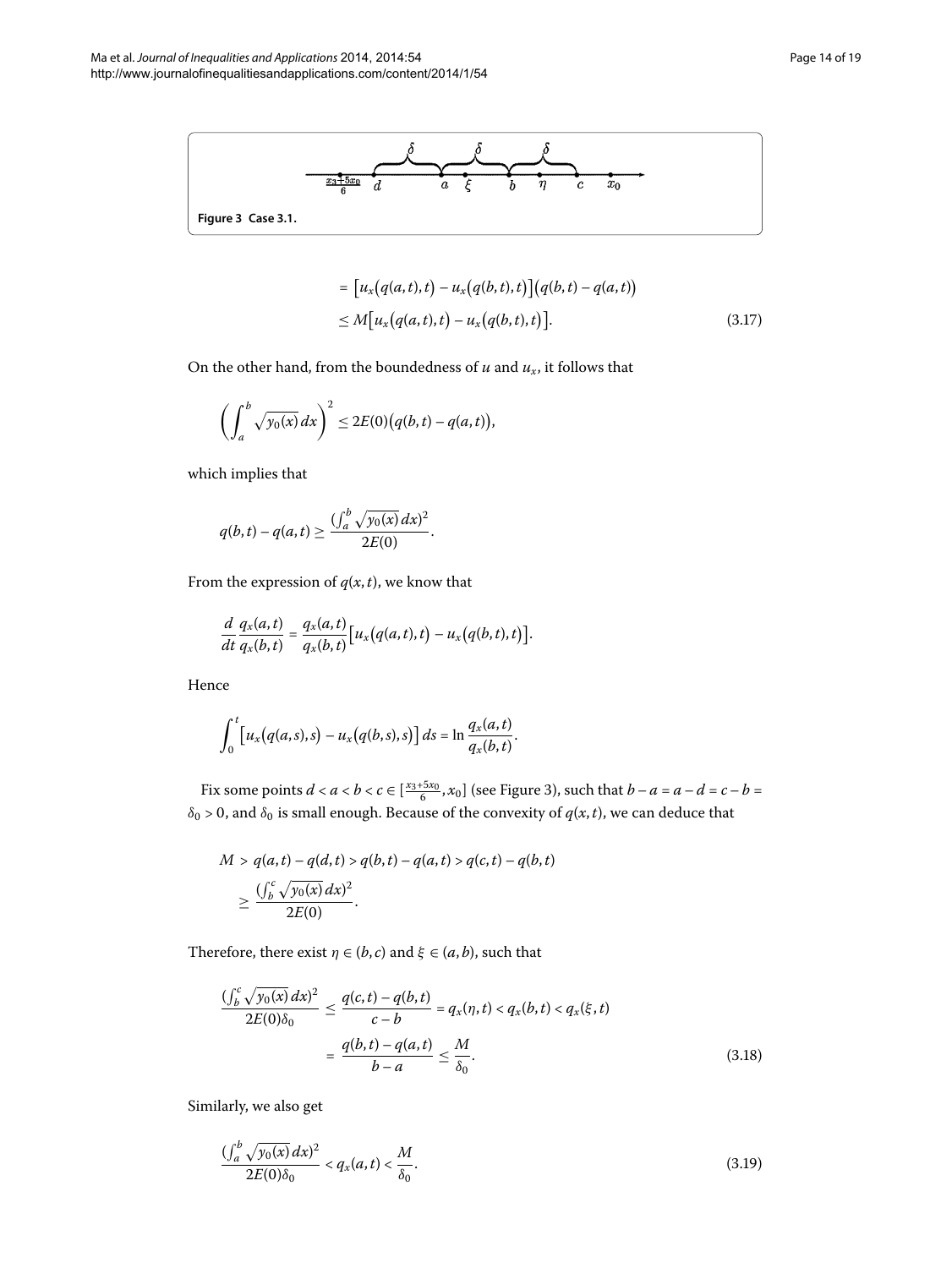Figure 3 Case 3.1.

$$
\begin{aligned}
&= \big[u_x\big(q(a,t),t\big) - u_x\big(q(b,t),t\big)\big]\big(q(b,t) - q(a,t)\big) \\
&\le M\big[u_x\big(q(a,t),t\big) - u_x\big(q(b,t),t\big)\big].
\end{aligned}
\tag{3.17}
$$

On the other hand, from the boundedness of $u$ and $u_x$, it follows that

$$
\left(\int_a^b \sqrt{y_0(x)}\,dx\right)^2 \le 2E(0)\big(q(b,t) - q(a,t)\big),
$$

which implies that

$$
q(b,t) - q(a,t) \ge \frac{(\int_a^b \sqrt{y_0(x)}\,dx)^2}{2E(0)}.
$$

From the expression of $q(x,t)$, we know that

$$
\frac{d}{dt}\frac{q_x(a,t)}{q_x(b,t)} = \frac{q_x(a,t)}{q_x(b,t)}\big[u_x\big(q(a,t),t\big) - u_x\big(q(b,t),t\big)\big].
$$

Hence

$$
\int_0^t \big[u_x\big(q(a,s),s\big) - u_x\big(q(b,s),s\big)\big]\,ds = \ln\frac{q_x(a,t)}{q_x(b,t)}.
$$

Fix some points $d < a < b < c \in [\frac{x_3+5x_0}{6}, x_0]$ (see Figure 3), such that $b - a = a - d = c - b = \delta_0 > 0$, and $\delta_0$ is small enough. Because of the convexity of $q(x,t)$, we can deduce that

$$
\begin{aligned}
M &> q(a,t) - q(d,t) > q(b,t) - q(a,t) > q(c,t) - q(b,t) \\
&\ge \frac{(\int_b^c \sqrt{y_0(x)}\,dx)^2}{2E(0)}.
\end{aligned}
$$

Therefore, there exist $\eta \in (b,c)$ and $\xi \in (a,b)$, such that

$$
\begin{aligned}
\frac{(\int_b^c \sqrt{y_0(x)}\,dx)^2}{2E(0)\delta_0} &\le \frac{q(c,t) - q(b,t)}{c - b} = q_x(\eta,t) < q_x(b,t) < q_x(\xi,t) \\
&= \frac{q(b,t) - q(a,t)}{b - a} \le \frac{M}{\delta_0}.
\end{aligned}
\tag{3.18}
$$

Similarly, we also get

$$
\frac{(\int_a^b \sqrt{y_0(x)}\,dx)^2}{2E(0)\delta_0} < q_x(a,t) < \frac{M}{\delta_0}.
\tag{3.19}
$$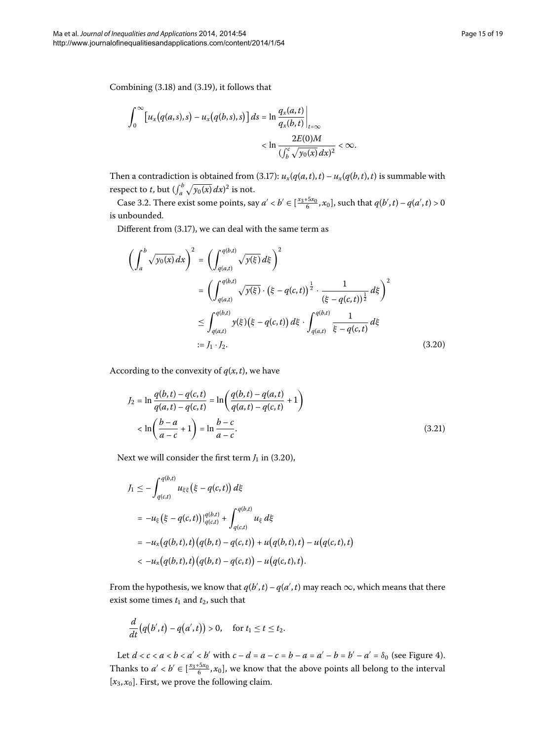Combining (3.18) and (3.19), it follows that

$$\int_0^\infty \big[u_x\big(q(a,s),s\big) - u_x\big(q(b,s),s\big)\big]\,ds = \ln \frac{q_x(a,t)}{q_x(b,t)}\bigg|_{t=\infty} < \ln \frac{2E(0)M}{(\int_b^c \sqrt{y_0(x)}\,dx)^2} < \infty.$$

Then a contradiction is obtained from (3.17): $u_x(q(a,t),t) - u_x(q(b,t),t)$ is summable with respect to $t$, but $(\int_a^b \sqrt{y_0(x)}\,dx)^2$ is not.

Case 3.2. There exist some points, say $a' < b' \in [\frac{x_3+5x_0}{6}, x_0]$, such that $q(b',t) - q(a',t) > 0$ is unbounded.

Different from (3.17), we can deal with the same term as

$$\begin{aligned}
\left(\int_a^b \sqrt{y_0(x)}\,dx\right)^2 &= \left(\int_{q(a,t)}^{q(b,t)} \sqrt{y(\xi)}\,d\xi\right)^2 \\
&= \left(\int_{q(a,t)}^{q(b,t)} \sqrt{y(\xi)} \cdot \big(\xi - q(c,t)\big)^{\frac{1}{2}} \cdot \frac{1}{(\xi - q(c,t))^{\frac{1}{2}}}\,d\xi\right)^2 \\
&\le \int_{q(a,t)}^{q(b,t)} y(\xi)\big(\xi - q(c,t)\big)\,d\xi \cdot \int_{q(a,t)}^{q(b,t)} \frac{1}{\xi - q(c,t)}\,d\xi \\
&:= J_1 \cdot J_2.
\end{aligned} \tag{3.20}$$

According to the convexity of $q(x,t)$, we have

$$\begin{aligned}
J_2 &= \ln \frac{q(b,t) - q(c,t)}{q(a,t) - q(c,t)} = \ln\left(\frac{q(b,t) - q(a,t)}{q(a,t) - q(c,t)} + 1\right) \\
&< \ln\left(\frac{b-a}{a-c} + 1\right) = \ln \frac{b-c}{a-c}.
\end{aligned} \tag{3.21}$$

Next we will consider the first term $J_1$ in (3.20),

$$\begin{aligned}
J_1 &\le -\int_{q(c,t)}^{q(b,t)} u_{\xi\xi}\big(\xi - q(c,t)\big)\,d\xi \\
&= -u_\xi\big(\xi - q(c,t)\big)\big|_{q(c,t)}^{q(b,t)} + \int_{q(c,t)}^{q(b,t)} u_\xi\,d\xi \\
&= -u_x\big(q(b,t),t\big)\big(q(b,t) - q(c,t)\big) + u\big(q(b,t),t\big) - u\big(q(c,t),t\big) \\
&< -u_x\big(q(b,t),t\big)\big(q(b,t) - q(c,t)\big) - u\big(q(c,t),t\big).
\end{aligned}$$

From the hypothesis, we know that $q(b',t) - q(a',t)$ may reach $\infty$, which means that there exist some times $t_1$ and $t_2$, such that

$$\frac{d}{dt}\big(q(b',t) - q(a',t)\big) > 0, \quad \text{for } t_1 \le t \le t_2.$$

Let $d < c < a < b < a' < b'$ with $c - d = a - c = b - a = a' - b = b' - a' = \delta_0$ (see Figure 4). Thanks to $a' < b' \in [\frac{x_3+5x_0}{6}, x_0]$, we know that the above points all belong to the interval $[x_3, x_0]$. First, we prove the following claim.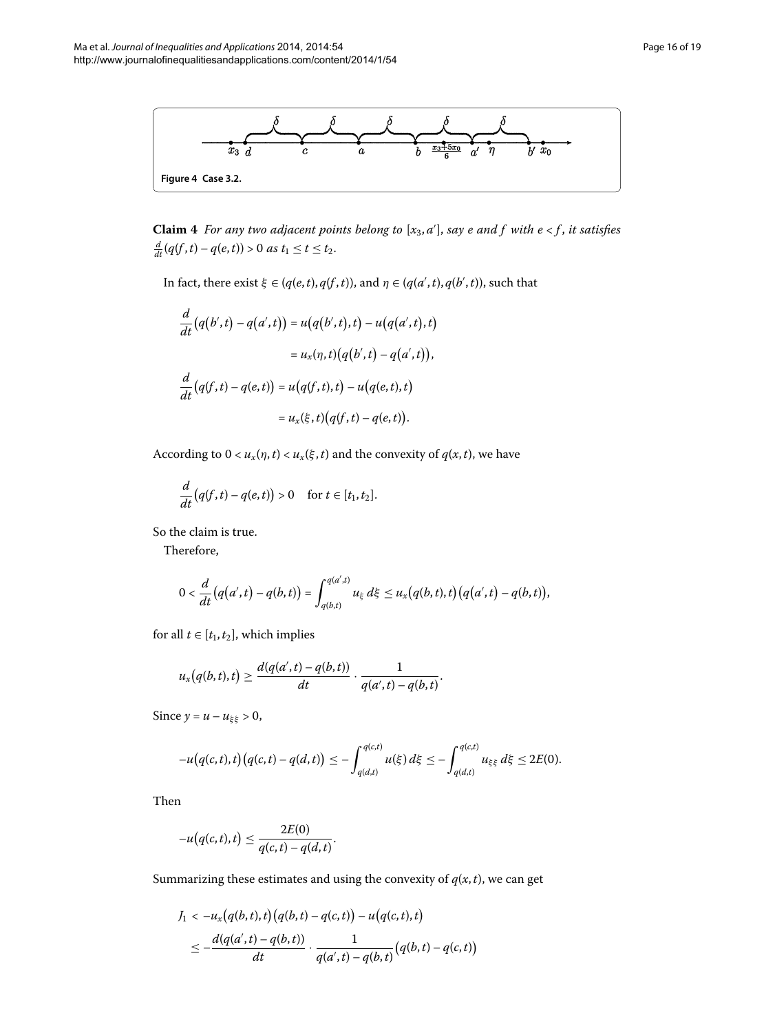Figure 4 Case 3.2.

**Claim 4** *For any two adjacent points belong to* $[x_3, a']$, *say e and f with* $e < f$, *it satisfies* $\frac{d}{dt}(q(f,t) - q(e,t)) > 0$ *as* $t_1 \le t \le t_2$.

In fact, there exist $\xi \in (q(e,t), q(f,t))$, and $\eta \in (q(a',t), q(b',t))$, such that

$$
\begin{aligned}
\frac{d}{dt}\big(q(b',t) - q(a',t)\big) &= u\big(q(b',t),t\big) - u\big(q(a',t),t\big) \\
&= u_x(\eta,t)\big(q(b',t) - q(a',t)\big), \\
\frac{d}{dt}\big(q(f,t) - q(e,t)\big) &= u\big(q(f,t),t\big) - u\big(q(e,t),t\big) \\
&= u_x(\xi,t)\big(q(f,t) - q(e,t)\big).
\end{aligned}
$$

According to $0 < u_x(\eta,t) < u_x(\xi,t)$ and the convexity of $q(x,t)$, we have

$$
\frac{d}{dt}\big(q(f,t) - q(e,t)\big) > 0 \quad \text{for } t \in [t_1, t_2].
$$

So the claim is true.

Therefore,

$$
0 < \frac{d}{dt}\big(q(a',t) - q(b,t)\big) = \int_{q(b,t)}^{q(a',t)} u_\xi \, d\xi \le u_x\big(q(b,t),t\big)\big(q(a',t) - q(b,t)\big),
$$

for all $t \in [t_1, t_2]$, which implies

$$
u_x\big(q(b,t),t\big) \ge \frac{d(q(a',t) - q(b,t))}{dt} \cdot \frac{1}{q(a',t) - q(b,t)}.
$$

Since $y = u - u_{\xi\xi} > 0$,

$$
-u\big(q(c,t),t\big)\big(q(c,t) - q(d,t)\big) \le -\int_{q(d,t)}^{q(c,t)} u(\xi)\, d\xi \le -\int_{q(d,t)}^{q(c,t)} u_{\xi\xi}\, d\xi \le 2E(0).
$$

Then

$$
-u\big(q(c,t),t\big) \le \frac{2E(0)}{q(c,t) - q(d,t)}.
$$

Summarizing these estimates and using the convexity of $q(x,t)$, we can get

$$
\begin{aligned}
J_1 &< -u_x\big(q(b,t),t\big)\big(q(b,t) - q(c,t)\big) - u\big(q(c,t),t\big) \\
&\le -\frac{d(q(a',t) - q(b,t))}{dt} \cdot \frac{1}{q(a',t) - q(b,t)}\big(q(b,t) - q(c,t)\big)
\end{aligned}
$$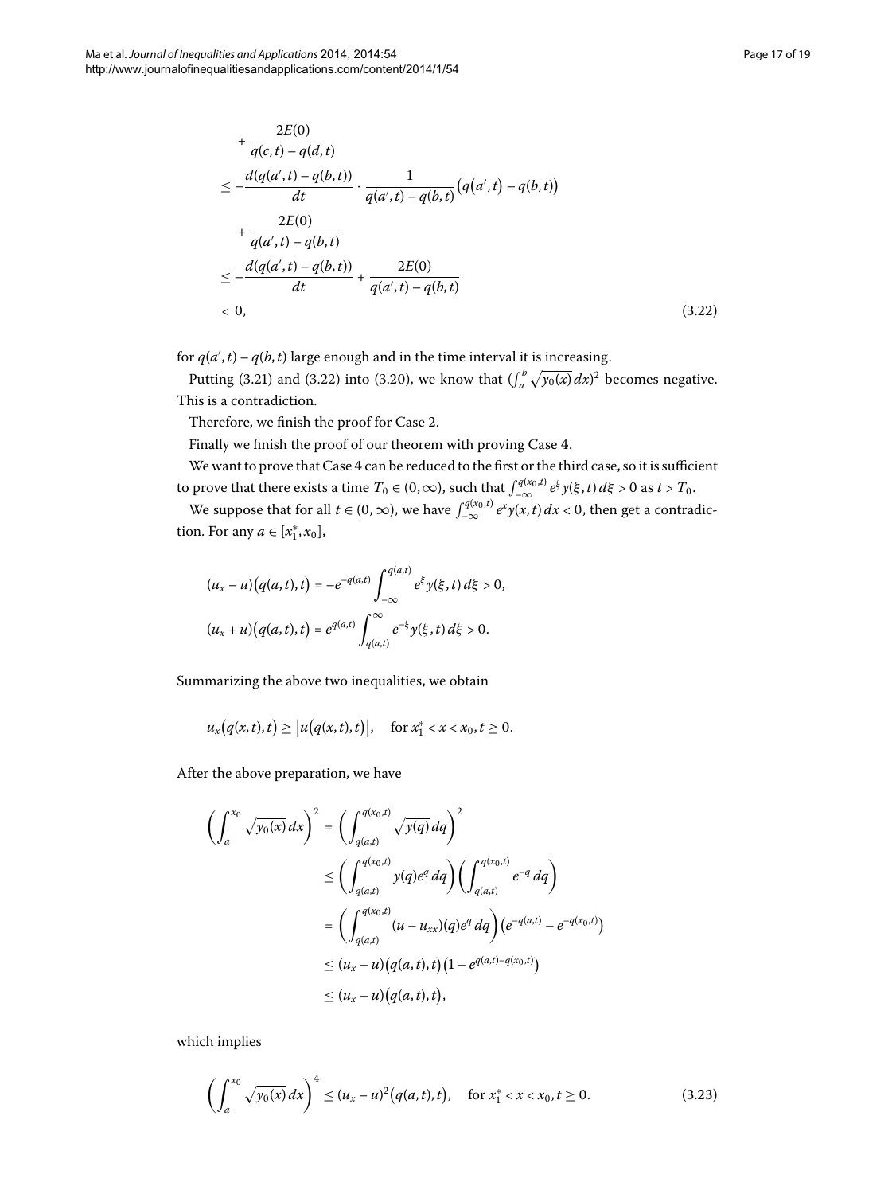$$
\begin{aligned}
&+\frac{2E(0)}{q(c,t)-q(d,t)} \\
&\leq -\frac{d(q(a',t)-q(b,t))}{dt}\cdot\frac{1}{q(a',t)-q(b,t)}\big(q(a',t)-q(b,t)\big) \\
&\quad+\frac{2E(0)}{q(a',t)-q(b,t)} \\
&\leq -\frac{d(q(a',t)-q(b,t))}{dt}+\frac{2E(0)}{q(a',t)-q(b,t)} \\
&< 0,
\end{aligned}
\tag{3.22}
$$

for $q(a',t)-q(b,t)$ large enough and in the time interval it is increasing.

Putting (3.21) and (3.22) into (3.20), we know that $(\int_a^b \sqrt{y_0(x)}\,dx)^2$ becomes negative. This is a contradiction.

Therefore, we finish the proof for Case 2.

Finally we finish the proof of our theorem with proving Case 4.

We want to prove that Case 4 can be reduced to the first or the third case, so it is sufficient to prove that there exists a time $T_0 \in (0,\infty)$, such that $\int_{-\infty}^{q(x_0,t)} e^{\xi} y(\xi,t)\,d\xi > 0$ as $t > T_0$.

We suppose that for all $t \in (0,\infty)$, we have $\int_{-\infty}^{q(x_0,t)} e^{x} y(x,t)\,dx < 0$, then get a contradiction. For any $a \in [x_1^*, x_0]$,

$$
\begin{aligned}
&(u_x-u)\big(q(a,t),t\big) = -e^{-q(a,t)}\int_{-\infty}^{q(a,t)} e^{\xi} y(\xi,t)\,d\xi > 0, \\
&(u_x+u)\big(q(a,t),t\big) = e^{q(a,t)}\int_{q(a,t)}^{\infty} e^{-\xi} y(\xi,t)\,d\xi > 0.
\end{aligned}
$$

Summarizing the above two inequalities, we obtain

$$
u_x\big(q(x,t),t\big) \geq \big|u\big(q(x,t),t\big)\big|, \quad \text{for } x_1^* < x < x_0, t \geq 0.
$$

After the above preparation, we have

$$
\begin{aligned}
\left(\int_a^{x_0}\sqrt{y_0(x)}\,dx\right)^2 &= \left(\int_{q(a,t)}^{q(x_0,t)}\sqrt{y(q)}\,dq\right)^2 \\
&\leq \left(\int_{q(a,t)}^{q(x_0,t)} y(q)e^{q}\,dq\right)\left(\int_{q(a,t)}^{q(x_0,t)} e^{-q}\,dq\right) \\
&= \left(\int_{q(a,t)}^{q(x_0,t)} (u-u_{xx})(q)e^{q}\,dq\right)\big(e^{-q(a,t)}-e^{-q(x_0,t)}\big) \\
&\leq (u_x-u)\big(q(a,t),t\big)\big(1-e^{q(a,t)-q(x_0,t)}\big) \\
&\leq (u_x-u)\big(q(a,t),t\big),
\end{aligned}
$$

which implies

$$
\left(\int_a^{x_0}\sqrt{y_0(x)}\,dx\right)^4 \leq (u_x-u)^2\big(q(a,t),t\big), \quad \text{for } x_1^* < x < x_0, t \geq 0. \tag{3.23}
$$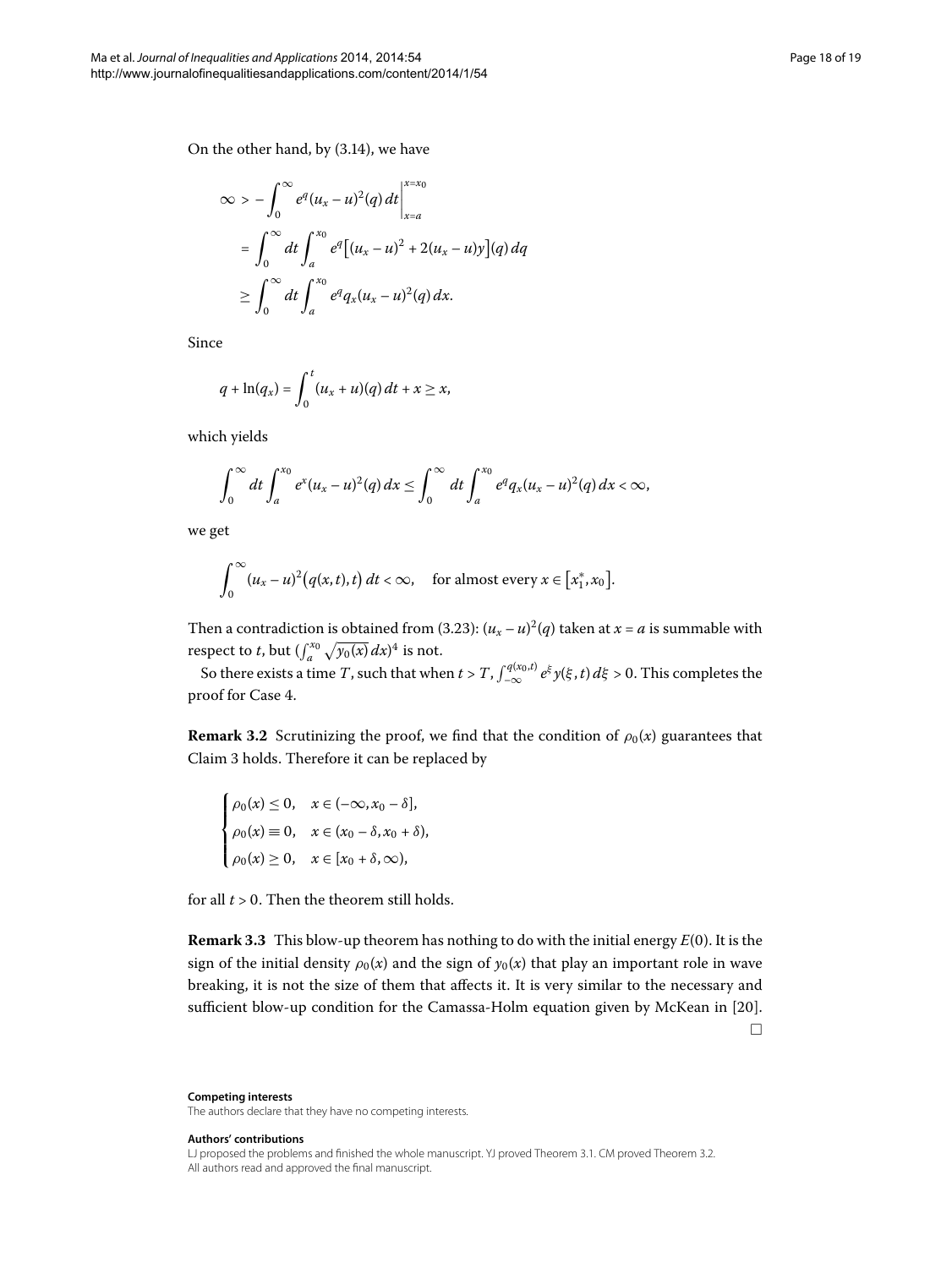On the other hand, by (3.14), we have

$$
\begin{aligned}
\infty &> -\int_0^\infty e^q (u_x - u)^2(q)\,dt \Big|_{x=a}^{x=x_0} \\
&= \int_0^\infty dt \int_a^{x_0} e^q \big[(u_x - u)^2 + 2(u_x - u)y\big](q)\,dq \\
&\geq \int_0^\infty dt \int_a^{x_0} e^q q_x (u_x - u)^2(q)\,dx.
\end{aligned}
$$

Since

$$
q + \ln(q_x) = \int_0^t (u_x + u)(q)\,dt + x \geq x,
$$

which yields

$$
\int_0^\infty dt \int_a^{x_0} e^x (u_x - u)^2(q)\,dx \leq \int_0^\infty dt \int_a^{x_0} e^q q_x (u_x - u)^2(q)\,dx < \infty,
$$

we get

$$
\int_0^\infty (u_x - u)^2\big(q(x,t),t\big)\,dt < \infty, \quad \text{for almost every } x \in \big[x_1^*, x_0\big].
$$

Then a contradiction is obtained from (3.23): $(u_x - u)^2(q)$ taken at $x = a$ is summable with respect to $t$, but $(\int_a^{x_0} \sqrt{y_0(x)}\,dx)^4$ is not.

So there exists a time $T$, such that when $t > T$, $\int_{-\infty}^{q(x_0,t)} e^\xi y(\xi, t)\,d\xi > 0$. This completes the proof for Case 4.

**Remark 3.2** Scrutinizing the proof, we find that the condition of $\rho_0(x)$ guarantees that Claim 3 holds. Therefore it can be replaced by

$$
\begin{cases}
\rho_0(x) \leq 0, & x \in (-\infty, x_0 - \delta], \\
\rho_0(x) \equiv 0, & x \in (x_0 - \delta, x_0 + \delta), \\
\rho_0(x) \geq 0, & x \in [x_0 + \delta, \infty),
\end{cases}
$$

for all $t > 0$. Then the theorem still holds.

**Remark 3.3** This blow-up theorem has nothing to do with the initial energy $E(0)$. It is the sign of the initial density $\rho_0(x)$ and the sign of $y_0(x)$ that play an important role in wave breaking, it is not the size of them that affects it. It is very similar to the necessary and sufficient blow-up condition for the Camassa-Holm equation given by McKean in [20]. □

**Competing interests**

The authors declare that they have no competing interests.

**Authors' contributions**

LJ proposed the problems and finished the whole manuscript. YJ proved Theorem 3.1. CM proved Theorem 3.2. All authors read and approved the final manuscript.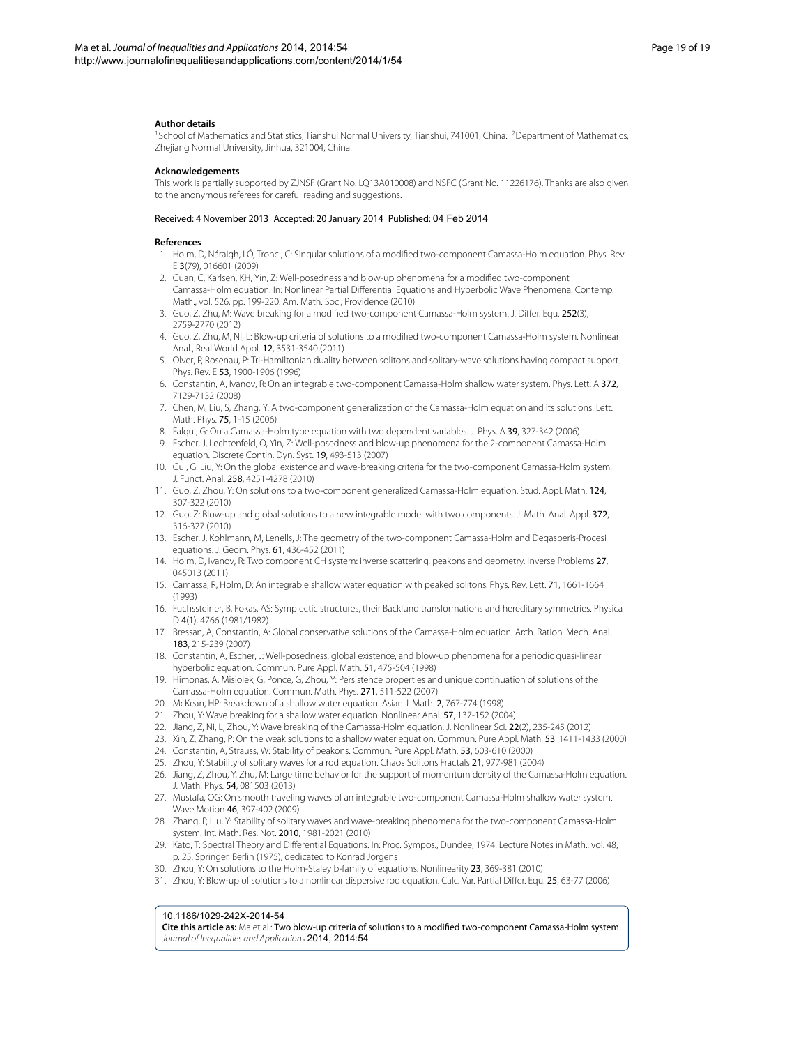#### Author details

[1]School of Mathematics and Statistics, Tianshui Normal University, Tianshui, 741001, China. [2]Department of Mathematics, Zhejiang Normal University, Jinhua, 321004, China.

#### Acknowledgements

This work is partially supported by ZJNSF (Grant No. LQ13A010008) and NSFC (Grant No. 11226176). Thanks are also given to the anonymous referees for careful reading and suggestions.

Received: 4 November 2013 Accepted: 20 January 2014 Published: 04 Feb 2014

#### References

1. Holm, D, Náraigh, LÓ, Tronci, C: Singular solutions of a modified two-component Camassa-Holm equation. Phys. Rev. E **3**(79), 016601 (2009)
2. Guan, C, Karlsen, KH, Yin, Z: Well-posedness and blow-up phenomena for a modified two-component Camassa-Holm equation. In: Nonlinear Partial Differential Equations and Hyperbolic Wave Phenomena. Contemp. Math., vol. 526, pp. 199-220. Am. Math. Soc., Providence (2010)
3. Guo, Z, Zhu, M: Wave breaking for a modified two-component Camassa-Holm system. J. Differ. Equ. **252**(3), 2759-2770 (2012)
4. Guo, Z, Zhu, M, Ni, L: Blow-up criteria of solutions to a modified two-component Camassa-Holm system. Nonlinear Anal., Real World Appl. **12**, 3531-3540 (2011)
5. Olver, P, Rosenau, P: Tri-Hamiltonian duality between solitons and solitary-wave solutions having compact support. Phys. Rev. E **53**, 1900-1906 (1996)
6. Constantin, A, Ivanov, R: On an integrable two-component Camassa-Holm shallow water system. Phys. Lett. A **372**, 7129-7132 (2008)
7. Chen, M, Liu, S, Zhang, Y: A two-component generalization of the Camassa-Holm equation and its solutions. Lett. Math. Phys. **75**, 1-15 (2006)
8. Falqui, G: On a Camassa-Holm type equation with two dependent variables. J. Phys. A **39**, 327-342 (2006)
9. Escher, J, Lechtenfeld, O, Yin, Z: Well-posedness and blow-up phenomena for the 2-component Camassa-Holm equation. Discrete Contin. Dyn. Syst. **19**, 493-513 (2007)
10. Gui, G, Liu, Y: On the global existence and wave-breaking criteria for the two-component Camassa-Holm system. J. Funct. Anal. **258**, 4251-4278 (2010)
11. Guo, Z, Zhou, Y: On solutions to a two-component generalized Camassa-Holm equation. Stud. Appl. Math. **124**, 307-322 (2010)
12. Guo, Z: Blow-up and global solutions to a new integrable model with two components. J. Math. Anal. Appl. **372**, 316-327 (2010)
13. Escher, J, Kohlmann, M, Lenells, J: The geometry of the two-component Camassa-Holm and Degasperis-Procesi equations. J. Geom. Phys. **61**, 436-452 (2011)
14. Holm, D, Ivanov, R: Two component CH system: inverse scattering, peakons and geometry. Inverse Problems **27**, 045013 (2011)
15. Camassa, R, Holm, D: An integrable shallow water equation with peaked solitons. Phys. Rev. Lett. **71**, 1661-1664 (1993)
16. Fuchssteiner, B, Fokas, AS: Symplectic structures, their Backlund transformations and hereditary symmetries. Physica D **4**(1), 4766 (1981/1982)
17. Bressan, A, Constantin, A: Global conservative solutions of the Camassa-Holm equation. Arch. Ration. Mech. Anal. **183**, 215-239 (2007)
18. Constantin, A, Escher, J: Well-posedness, global existence, and blow-up phenomena for a periodic quasi-linear hyperbolic equation. Commun. Pure Appl. Math. **51**, 475-504 (1998)
19. Himonas, A, Misiolek, G, Ponce, G, Zhou, Y: Persistence properties and unique continuation of solutions of the Camassa-Holm equation. Commun. Math. Phys. **271**, 511-522 (2007)
20. McKean, HP: Breakdown of a shallow water equation. Asian J. Math. **2**, 767-774 (1998)
21. Zhou, Y: Wave breaking for a shallow water equation. Nonlinear Anal. **57**, 137-152 (2004)
22. Jiang, Z, Ni, L, Zhou, Y: Wave breaking of the Camassa-Holm equation. J. Nonlinear Sci. **22**(2), 235-245 (2012)
23. Xin, Z, Zhang, P: On the weak solutions to a shallow water equation. Commun. Pure Appl. Math. **53**, 1411-1433 (2000)
24. Constantin, A, Strauss, W: Stability of peakons. Commun. Pure Appl. Math. **53**, 603-610 (2000)
25. Zhou, Y: Stability of solitary waves for a rod equation. Chaos Solitons Fractals **21**, 977-981 (2004)
26. Jiang, Z, Zhou, Y, Zhu, M: Large time behavior for the support of momentum density of the Camassa-Holm equation. J. Math. Phys. **54**, 081503 (2013)
27. Mustafa, OG: On smooth traveling waves of an integrable two-component Camassa-Holm shallow water system. Wave Motion **46**, 397-402 (2009)
28. Zhang, P, Liu, Y: Stability of solitary waves and wave-breaking phenomena for the two-component Camassa-Holm system. Int. Math. Res. Not. **2010**, 1981-2021 (2010)
29. Kato, T: Spectral Theory and Differential Equations. In: Proc. Sympos., Dundee, 1974. Lecture Notes in Math., vol. 48, p. 25. Springer, Berlin (1975), dedicated to Konrad Jorgens
30. Zhou, Y: On solutions to the Holm-Staley b-family of equations. Nonlinearity **23**, 369-381 (2010)
31. Zhou, Y: Blow-up of solutions to a nonlinear dispersive rod equation. Calc. Var. Partial Differ. Equ. **25**, 63-77 (2006)

10.1186/1029-242X-2014-54

**Cite this article as:** Ma et al.: Two blow-up criteria of solutions to a modified two-component Camassa-Holm system. *Journal of Inequalities and Applications* 2014, 2014:54